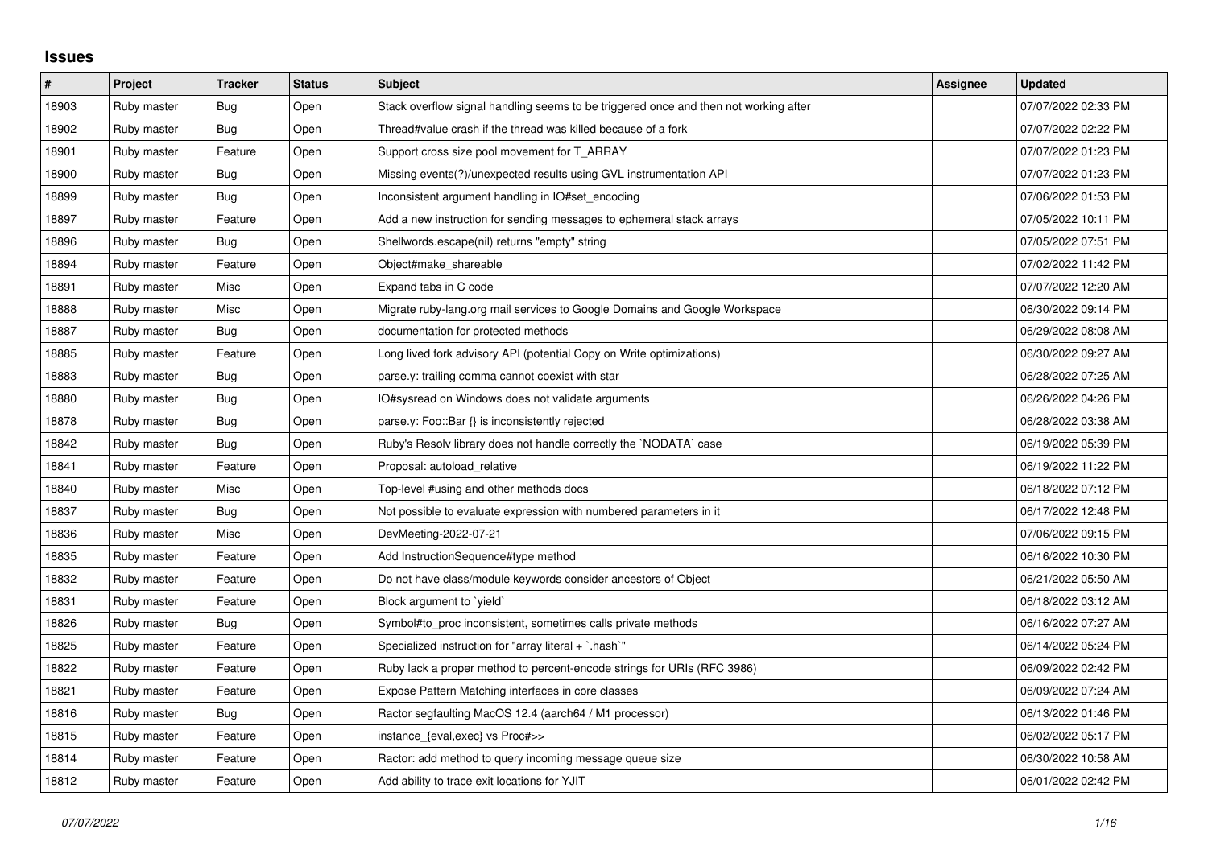# Issues

| # | Project | Tracker | Status | Subject | Assignee | Updated |
|---|---|---|---|---|---|---|
| 18903 | Ruby master | Bug | Open | Stack overflow signal handling seems to be triggered once and then not working after | | 07/07/2022 02:33 PM |
| 18902 | Ruby master | Bug | Open | Thread#value crash if the thread was killed because of a fork | | 07/07/2022 02:22 PM |
| 18901 | Ruby master | Feature | Open | Support cross size pool movement for T_ARRAY | | 07/07/2022 01:23 PM |
| 18900 | Ruby master | Bug | Open | Missing events(?)/unexpected results using GVL instrumentation API | | 07/07/2022 01:23 PM |
| 18899 | Ruby master | Bug | Open | Inconsistent argument handling in IO#set_encoding | | 07/06/2022 01:53 PM |
| 18897 | Ruby master | Feature | Open | Add a new instruction for sending messages to ephemeral stack arrays | | 07/05/2022 10:11 PM |
| 18896 | Ruby master | Bug | Open | Shellwords.escape(nil) returns "empty" string | | 07/05/2022 07:51 PM |
| 18894 | Ruby master | Feature | Open | Object#make_shareable | | 07/02/2022 11:42 PM |
| 18891 | Ruby master | Misc | Open | Expand tabs in C code | | 07/07/2022 12:20 AM |
| 18888 | Ruby master | Misc | Open | Migrate ruby-lang.org mail services to Google Domains and Google Workspace | | 06/30/2022 09:14 PM |
| 18887 | Ruby master | Bug | Open | documentation for protected methods | | 06/29/2022 08:08 AM |
| 18885 | Ruby master | Feature | Open | Long lived fork advisory API (potential Copy on Write optimizations) | | 06/30/2022 09:27 AM |
| 18883 | Ruby master | Bug | Open | parse.y: trailing comma cannot coexist with star | | 06/28/2022 07:25 AM |
| 18880 | Ruby master | Bug | Open | IO#sysread on Windows does not validate arguments | | 06/26/2022 04:26 PM |
| 18878 | Ruby master | Bug | Open | parse.y: Foo::Bar {} is inconsistently rejected | | 06/28/2022 03:38 AM |
| 18842 | Ruby master | Bug | Open | Ruby's Resolv library does not handle correctly the `NODATA` case | | 06/19/2022 05:39 PM |
| 18841 | Ruby master | Feature | Open | Proposal: autoload_relative | | 06/19/2022 11:22 PM |
| 18840 | Ruby master | Misc | Open | Top-level #using and other methods docs | | 06/18/2022 07:12 PM |
| 18837 | Ruby master | Bug | Open | Not possible to evaluate expression with numbered parameters in it | | 06/17/2022 12:48 PM |
| 18836 | Ruby master | Misc | Open | DevMeeting-2022-07-21 | | 07/06/2022 09:15 PM |
| 18835 | Ruby master | Feature | Open | Add InstructionSequence#type method | | 06/16/2022 10:30 PM |
| 18832 | Ruby master | Feature | Open | Do not have class/module keywords consider ancestors of Object | | 06/21/2022 05:50 AM |
| 18831 | Ruby master | Feature | Open | Block argument to `yield` | | 06/18/2022 03:12 AM |
| 18826 | Ruby master | Bug | Open | Symbol#to_proc inconsistent, sometimes calls private methods | | 06/16/2022 07:27 AM |
| 18825 | Ruby master | Feature | Open | Specialized instruction for "array literal + `.hash`" | | 06/14/2022 05:24 PM |
| 18822 | Ruby master | Feature | Open | Ruby lack a proper method to percent-encode strings for URIs (RFC 3986) | | 06/09/2022 02:42 PM |
| 18821 | Ruby master | Feature | Open | Expose Pattern Matching interfaces in core classes | | 06/09/2022 07:24 AM |
| 18816 | Ruby master | Bug | Open | Ractor segfaulting MacOS 12.4 (aarch64 / M1 processor) | | 06/13/2022 01:46 PM |
| 18815 | Ruby master | Feature | Open | instance_{eval,exec} vs Proc#>> | | 06/02/2022 05:17 PM |
| 18814 | Ruby master | Feature | Open | Ractor: add method to query incoming message queue size | | 06/30/2022 10:58 AM |
| 18812 | Ruby master | Feature | Open | Add ability to trace exit locations for YJIT | | 06/01/2022 02:42 PM |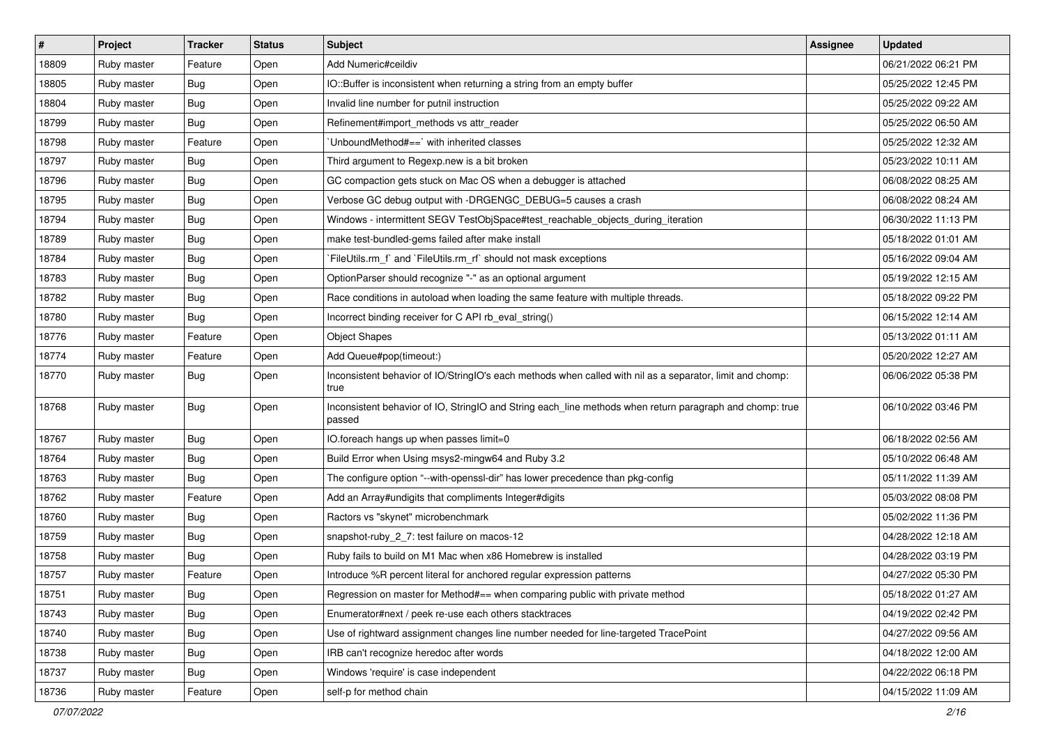| # | Project | Tracker | Status | Subject | Assignee | Updated |
|---|---|---|---|---|---|---|
| 18809 | Ruby master | Feature | Open | Add Numeric#ceildiv | | 06/21/2022 06:21 PM |
| 18805 | Ruby master | Bug | Open | IO::Buffer is inconsistent when returning a string from an empty buffer | | 05/25/2022 12:45 PM |
| 18804 | Ruby master | Bug | Open | Invalid line number for putnil instruction | | 05/25/2022 09:22 AM |
| 18799 | Ruby master | Bug | Open | Refinement#import_methods vs attr_reader | | 05/25/2022 06:50 AM |
| 18798 | Ruby master | Feature | Open | `UnboundMethod#==` with inherited classes | | 05/25/2022 12:32 AM |
| 18797 | Ruby master | Bug | Open | Third argument to Regexp.new is a bit broken | | 05/23/2022 10:11 AM |
| 18796 | Ruby master | Bug | Open | GC compaction gets stuck on Mac OS when a debugger is attached | | 06/08/2022 08:25 AM |
| 18795 | Ruby master | Bug | Open | Verbose GC debug output with -DRGENGC_DEBUG=5 causes a crash | | 06/08/2022 08:24 AM |
| 18794 | Ruby master | Bug | Open | Windows - intermittent SEGV TestObjSpace#test_reachable_objects_during_iteration | | 06/30/2022 11:13 PM |
| 18789 | Ruby master | Bug | Open | make test-bundled-gems failed after make install | | 05/18/2022 01:01 AM |
| 18784 | Ruby master | Bug | Open | `FileUtils.rm_f` and `FileUtils.rm_rf` should not mask exceptions | | 05/16/2022 09:04 AM |
| 18783 | Ruby master | Bug | Open | OptionParser should recognize "-" as an optional argument | | 05/19/2022 12:15 AM |
| 18782 | Ruby master | Bug | Open | Race conditions in autoload when loading the same feature with multiple threads. | | 05/18/2022 09:22 PM |
| 18780 | Ruby master | Bug | Open | Incorrect binding receiver for C API rb_eval_string() | | 06/15/2022 12:14 AM |
| 18776 | Ruby master | Feature | Open | Object Shapes | | 05/13/2022 01:11 AM |
| 18774 | Ruby master | Feature | Open | Add Queue#pop(timeout:) | | 05/20/2022 12:27 AM |
| 18770 | Ruby master | Bug | Open | Inconsistent behavior of IO/StringIO's each methods when called with nil as a separator, limit and chomp: true | | 06/06/2022 05:38 PM |
| 18768 | Ruby master | Bug | Open | Inconsistent behavior of IO, StringIO and String each_line methods when return paragraph and chomp: true passed | | 06/10/2022 03:46 PM |
| 18767 | Ruby master | Bug | Open | IO.foreach hangs up when passes limit=0 | | 06/18/2022 02:56 AM |
| 18764 | Ruby master | Bug | Open | Build Error when Using msys2-mingw64 and Ruby 3.2 | | 05/10/2022 06:48 AM |
| 18763 | Ruby master | Bug | Open | The configure option "--with-openssl-dir" has lower precedence than pkg-config | | 05/11/2022 11:39 AM |
| 18762 | Ruby master | Feature | Open | Add an Array#undigits that compliments Integer#digits | | 05/03/2022 08:08 PM |
| 18760 | Ruby master | Bug | Open | Ractors vs "skynet" microbenchmark | | 05/02/2022 11:36 PM |
| 18759 | Ruby master | Bug | Open | snapshot-ruby_2_7: test failure on macos-12 | | 04/28/2022 12:18 AM |
| 18758 | Ruby master | Bug | Open | Ruby fails to build on M1 Mac when x86 Homebrew is installed | | 04/28/2022 03:19 PM |
| 18757 | Ruby master | Feature | Open | Introduce %R percent literal for anchored regular expression patterns | | 04/27/2022 05:30 PM |
| 18751 | Ruby master | Bug | Open | Regression on master for Method#== when comparing public with private method | | 05/18/2022 01:27 AM |
| 18743 | Ruby master | Bug | Open | Enumerator#next / peek re-use each others stacktraces | | 04/19/2022 02:42 PM |
| 18740 | Ruby master | Bug | Open | Use of rightward assignment changes line number needed for line-targeted TracePoint | | 04/27/2022 09:56 AM |
| 18738 | Ruby master | Bug | Open | IRB can't recognize heredoc after words | | 04/18/2022 12:00 AM |
| 18737 | Ruby master | Bug | Open | Windows 'require' is case independent | | 04/22/2022 06:18 PM |
| 18736 | Ruby master | Feature | Open | self-p for method chain | | 04/15/2022 11:09 AM |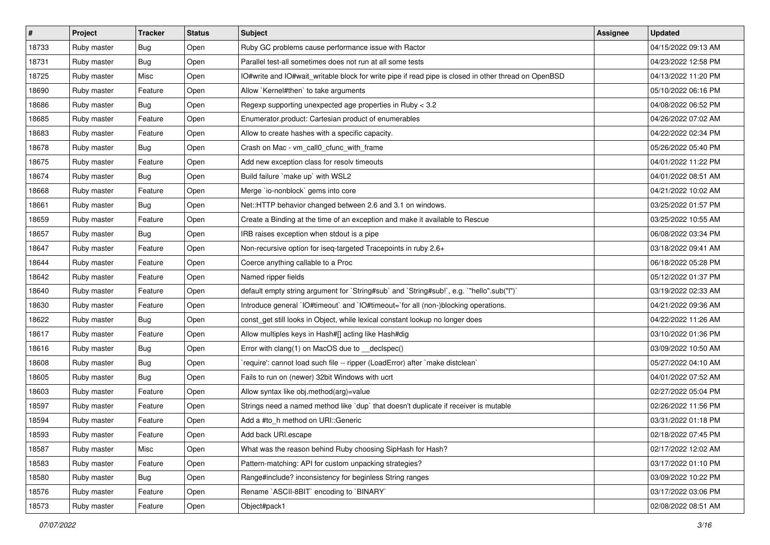| # | Project | Tracker | Status | Subject | Assignee | Updated |
|---|---|---|---|---|---|---|
| 18733 | Ruby master | Bug | Open | Ruby GC problems cause performance issue with Ractor | | 04/15/2022 09:13 AM |
| 18731 | Ruby master | Bug | Open | Parallel test-all sometimes does not run at all some tests | | 04/23/2022 12:58 PM |
| 18725 | Ruby master | Misc | Open | IO#write and IO#wait_writable block for write pipe if read pipe is closed in other thread on OpenBSD | | 04/13/2022 11:20 PM |
| 18690 | Ruby master | Feature | Open | Allow `Kernel#then` to take arguments | | 05/10/2022 06:16 PM |
| 18686 | Ruby master | Bug | Open | Regexp supporting unexpected age properties in Ruby < 3.2 | | 04/08/2022 06:52 PM |
| 18685 | Ruby master | Feature | Open | Enumerator.product: Cartesian product of enumerables | | 04/26/2022 07:02 AM |
| 18683 | Ruby master | Feature | Open | Allow to create hashes with a specific capacity. | | 04/22/2022 02:34 PM |
| 18678 | Ruby master | Bug | Open | Crash on Mac - vm_call0_cfunc_with_frame | | 05/26/2022 05:40 PM |
| 18675 | Ruby master | Feature | Open | Add new exception class for resolv timeouts | | 04/01/2022 11:22 PM |
| 18674 | Ruby master | Bug | Open | Build failure `make up` with WSL2 | | 04/01/2022 08:51 AM |
| 18668 | Ruby master | Feature | Open | Merge `io-nonblock` gems into core | | 04/21/2022 10:02 AM |
| 18661 | Ruby master | Bug | Open | Net::HTTP behavior changed between 2.6 and 3.1 on windows. | | 03/25/2022 01:57 PM |
| 18659 | Ruby master | Feature | Open | Create a Binding at the time of an exception and make it available to Rescue | | 03/25/2022 10:55 AM |
| 18657 | Ruby master | Bug | Open | IRB raises exception when stdout is a pipe | | 06/08/2022 03:34 PM |
| 18647 | Ruby master | Feature | Open | Non-recursive option for iseq-targeted Tracepoints in ruby 2.6+ | | 03/18/2022 09:41 AM |
| 18644 | Ruby master | Feature | Open | Coerce anything callable to a Proc | | 06/18/2022 05:28 PM |
| 18642 | Ruby master | Feature | Open | Named ripper fields | | 05/12/2022 01:37 PM |
| 18640 | Ruby master | Feature | Open | default empty string argument for `String#sub` and `String#sub!`, e.g. `"hello".sub("l")` | | 03/19/2022 02:33 AM |
| 18630 | Ruby master | Feature | Open | Introduce general `IO#timeout` and `IO#timeout=`for all (non-)blocking operations. | | 04/21/2022 09:36 AM |
| 18622 | Ruby master | Bug | Open | const_get still looks in Object, while lexical constant lookup no longer does | | 04/22/2022 11:26 AM |
| 18617 | Ruby master | Feature | Open | Allow multiples keys in Hash#[] acting like Hash#dig | | 03/10/2022 01:36 PM |
| 18616 | Ruby master | Bug | Open | Error with clang(1) on MacOS due to __declspec() | | 03/09/2022 10:50 AM |
| 18608 | Ruby master | Bug | Open | `require': cannot load such file -- ripper (LoadError) after `make distclean` | | 05/27/2022 04:10 AM |
| 18605 | Ruby master | Bug | Open | Fails to run on (newer) 32bit Windows with ucrt | | 04/01/2022 07:52 AM |
| 18603 | Ruby master | Feature | Open | Allow syntax like obj.method(arg)=value | | 02/27/2022 05:04 PM |
| 18597 | Ruby master | Feature | Open | Strings need a named method like `dup` that doesn't duplicate if receiver is mutable | | 02/26/2022 11:56 PM |
| 18594 | Ruby master | Feature | Open | Add a #to_h method on URI::Generic | | 03/31/2022 01:18 PM |
| 18593 | Ruby master | Feature | Open | Add back URI.escape | | 02/18/2022 07:45 PM |
| 18587 | Ruby master | Misc | Open | What was the reason behind Ruby choosing SipHash for Hash? | | 02/17/2022 12:02 AM |
| 18583 | Ruby master | Feature | Open | Pattern-matching: API for custom unpacking strategies? | | 03/17/2022 01:10 PM |
| 18580 | Ruby master | Bug | Open | Range#include? inconsistency for beginless String ranges | | 03/09/2022 10:22 PM |
| 18576 | Ruby master | Feature | Open | Rename `ASCII-8BIT` encoding to `BINARY` | | 03/17/2022 03:06 PM |
| 18573 | Ruby master | Feature | Open | Object#pack1 | | 02/08/2022 08:51 AM |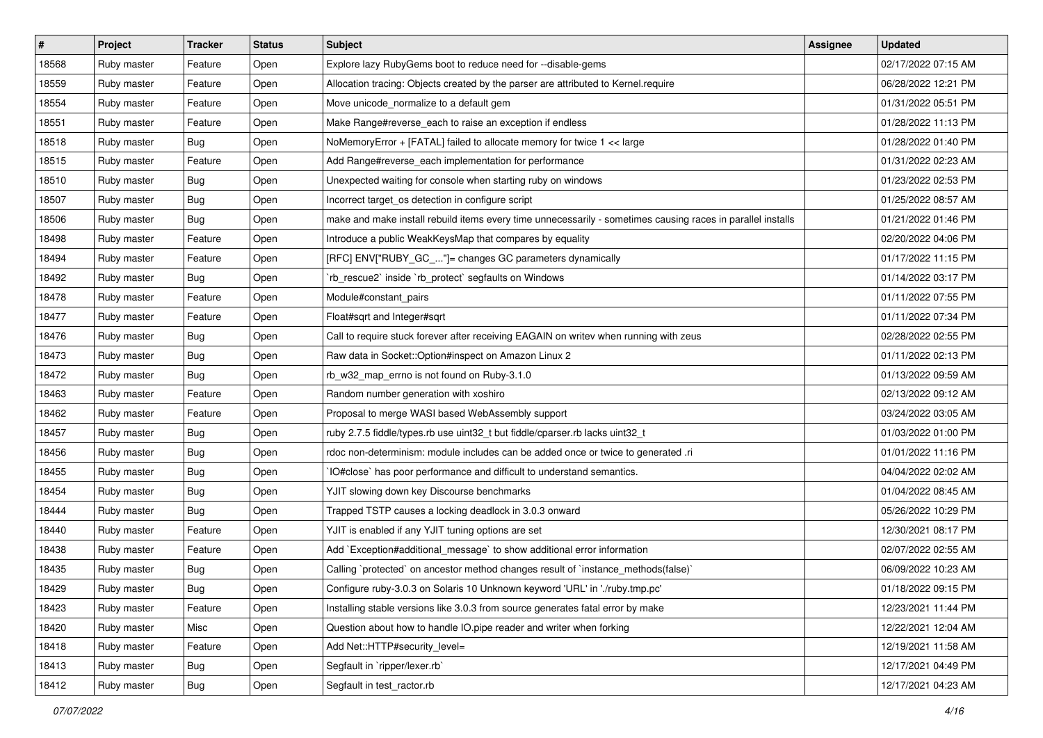| # | Project | Tracker | Status | Subject | Assignee | Updated |
|---|---|---|---|---|---|---|
| 18568 | Ruby master | Feature | Open | Explore lazy RubyGems boot to reduce need for --disable-gems | | 02/17/2022 07:15 AM |
| 18559 | Ruby master | Feature | Open | Allocation tracing: Objects created by the parser are attributed to Kernel.require | | 06/28/2022 12:21 PM |
| 18554 | Ruby master | Feature | Open | Move unicode_normalize to a default gem | | 01/31/2022 05:51 PM |
| 18551 | Ruby master | Feature | Open | Make Range#reverse_each to raise an exception if endless | | 01/28/2022 11:13 PM |
| 18518 | Ruby master | Bug | Open | NoMemoryError + [FATAL] failed to allocate memory for twice 1 << large | | 01/28/2022 01:40 PM |
| 18515 | Ruby master | Feature | Open | Add Range#reverse_each implementation for performance | | 01/31/2022 02:23 AM |
| 18510 | Ruby master | Bug | Open | Unexpected waiting for console when starting ruby on windows | | 01/23/2022 02:53 PM |
| 18507 | Ruby master | Bug | Open | Incorrect target_os detection in configure script | | 01/25/2022 08:57 AM |
| 18506 | Ruby master | Bug | Open | make and make install rebuild items every time unnecessarily - sometimes causing races in parallel installs | | 01/21/2022 01:46 PM |
| 18498 | Ruby master | Feature | Open | Introduce a public WeakKeysMap that compares by equality | | 02/20/2022 04:06 PM |
| 18494 | Ruby master | Feature | Open | [RFC] ENV["RUBY_GC_..."]= changes GC parameters dynamically | | 01/17/2022 11:15 PM |
| 18492 | Ruby master | Bug | Open | `rb_rescue2` inside `rb_protect` segfaults on Windows | | 01/14/2022 03:17 PM |
| 18478 | Ruby master | Feature | Open | Module#constant_pairs | | 01/11/2022 07:55 PM |
| 18477 | Ruby master | Feature | Open | Float#sqrt and Integer#sqrt | | 01/11/2022 07:34 PM |
| 18476 | Ruby master | Bug | Open | Call to require stuck forever after receiving EAGAIN on writev when running with zeus | | 02/28/2022 02:55 PM |
| 18473 | Ruby master | Bug | Open | Raw data in Socket::Option#inspect on Amazon Linux 2 | | 01/11/2022 02:13 PM |
| 18472 | Ruby master | Bug | Open | rb_w32_map_errno is not found on Ruby-3.1.0 | | 01/13/2022 09:59 AM |
| 18463 | Ruby master | Feature | Open | Random number generation with xoshiro | | 02/13/2022 09:12 AM |
| 18462 | Ruby master | Feature | Open | Proposal to merge WASI based WebAssembly support | | 03/24/2022 03:05 AM |
| 18457 | Ruby master | Bug | Open | ruby 2.7.5 fiddle/types.rb use uint32_t but fiddle/cparser.rb lacks uint32_t | | 01/03/2022 01:00 PM |
| 18456 | Ruby master | Bug | Open | rdoc non-determinism: module includes can be added once or twice to generated .ri | | 01/01/2022 11:16 PM |
| 18455 | Ruby master | Bug | Open | `IO#close` has poor performance and difficult to understand semantics. | | 04/04/2022 02:02 AM |
| 18454 | Ruby master | Bug | Open | YJIT slowing down key Discourse benchmarks | | 01/04/2022 08:45 AM |
| 18444 | Ruby master | Bug | Open | Trapped TSTP causes a locking deadlock in 3.0.3 onward | | 05/26/2022 10:29 PM |
| 18440 | Ruby master | Feature | Open | YJIT is enabled if any YJIT tuning options are set | | 12/30/2021 08:17 PM |
| 18438 | Ruby master | Feature | Open | Add `Exception#additional_message` to show additional error information | | 02/07/2022 02:55 AM |
| 18435 | Ruby master | Bug | Open | Calling `protected` on ancestor method changes result of `instance_methods(false)` | | 06/09/2022 10:23 AM |
| 18429 | Ruby master | Bug | Open | Configure ruby-3.0.3 on Solaris 10 Unknown keyword 'URL' in './ruby.tmp.pc' | | 01/18/2022 09:15 PM |
| 18423 | Ruby master | Feature | Open | Installing stable versions like 3.0.3 from source generates fatal error by make | | 12/23/2021 11:44 PM |
| 18420 | Ruby master | Misc | Open | Question about how to handle IO.pipe reader and writer when forking | | 12/22/2021 12:04 AM |
| 18418 | Ruby master | Feature | Open | Add Net::HTTP#security_level= | | 12/19/2021 11:58 AM |
| 18413 | Ruby master | Bug | Open | Segfault in `ripper/lexer.rb` | | 12/17/2021 04:49 PM |
| 18412 | Ruby master | Bug | Open | Segfault in test_ractor.rb | | 12/17/2021 04:23 AM |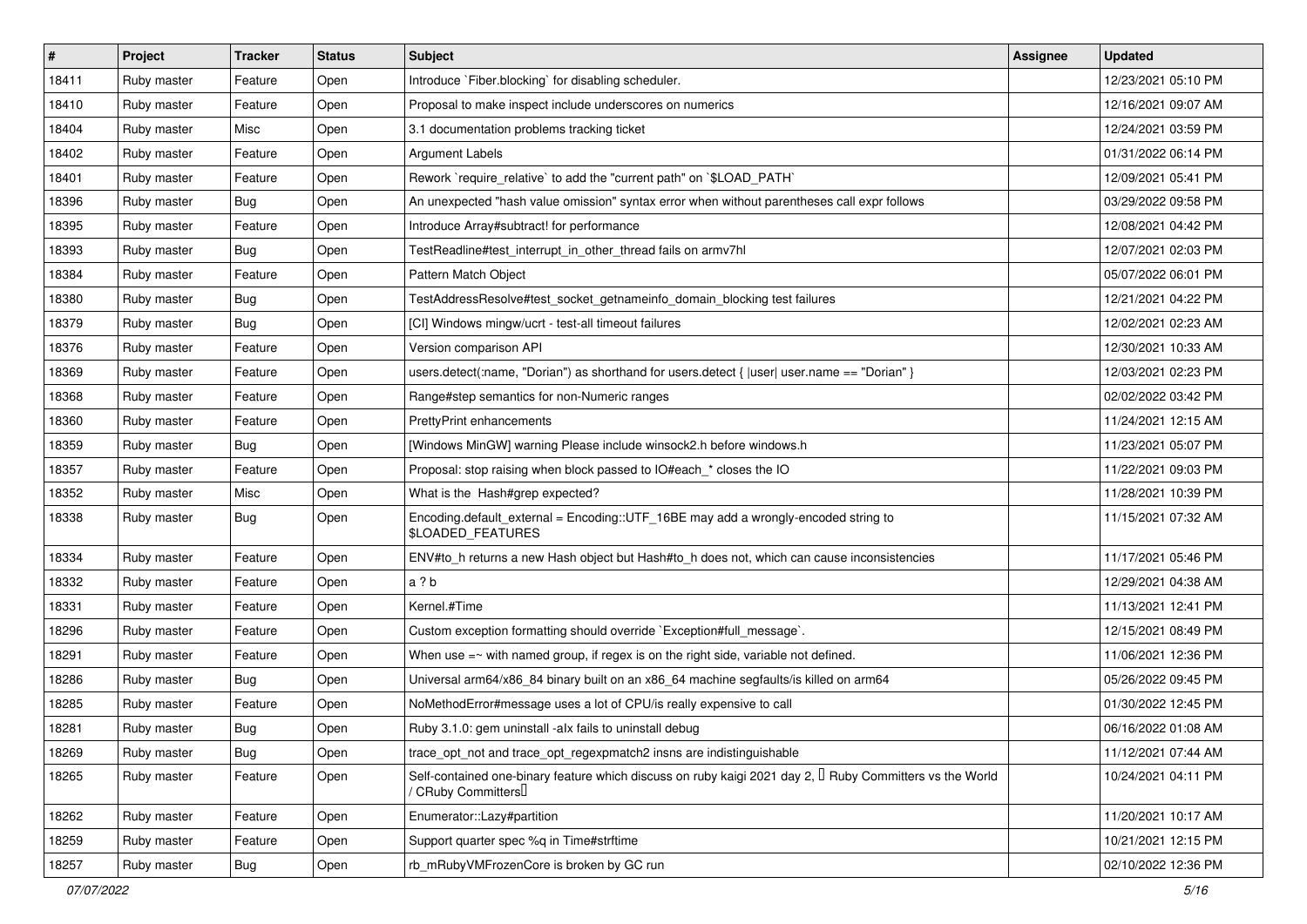| # | Project | Tracker | Status | Subject | Assignee | Updated |
|---|---|---|---|---|---|---|
| 18411 | Ruby master | Feature | Open | Introduce `Fiber.blocking` for disabling scheduler. | | 12/23/2021 05:10 PM |
| 18410 | Ruby master | Feature | Open | Proposal to make inspect include underscores on numerics | | 12/16/2021 09:07 AM |
| 18404 | Ruby master | Misc | Open | 3.1 documentation problems tracking ticket | | 12/24/2021 03:59 PM |
| 18402 | Ruby master | Feature | Open | Argument Labels | | 01/31/2022 06:14 PM |
| 18401 | Ruby master | Feature | Open | Rework `require_relative` to add the "current path" on `$LOAD_PATH` | | 12/09/2021 05:41 PM |
| 18396 | Ruby master | Bug | Open | An unexpected "hash value omission" syntax error when without parentheses call expr follows | | 03/29/2022 09:58 PM |
| 18395 | Ruby master | Feature | Open | Introduce Array#subtract! for performance | | 12/08/2021 04:42 PM |
| 18393 | Ruby master | Bug | Open | TestReadline#test_interrupt_in_other_thread fails on armv7hl | | 12/07/2021 02:03 PM |
| 18384 | Ruby master | Feature | Open | Pattern Match Object | | 05/07/2022 06:01 PM |
| 18380 | Ruby master | Bug | Open | TestAddressResolve#test_socket_getnameinfo_domain_blocking test failures | | 12/21/2021 04:22 PM |
| 18379 | Ruby master | Bug | Open | [CI] Windows mingw/ucrt - test-all timeout failures | | 12/02/2021 02:23 AM |
| 18376 | Ruby master | Feature | Open | Version comparison API | | 12/30/2021 10:33 AM |
| 18369 | Ruby master | Feature | Open | users.detect(:name, "Dorian") as shorthand for users.detect { \|user\| user.name == "Dorian" } | | 12/03/2021 02:23 PM |
| 18368 | Ruby master | Feature | Open | Range#step semantics for non-Numeric ranges | | 02/02/2022 03:42 PM |
| 18360 | Ruby master | Feature | Open | PrettyPrint enhancements | | 11/24/2021 12:15 AM |
| 18359 | Ruby master | Bug | Open | [Windows MinGW] warning Please include winsock2.h before windows.h | | 11/23/2021 05:07 PM |
| 18357 | Ruby master | Feature | Open | Proposal: stop raising when block passed to IO#each_* closes the IO | | 11/22/2021 09:03 PM |
| 18352 | Ruby master | Misc | Open | What is the Hash#grep expected? | | 11/28/2021 10:39 PM |
| 18338 | Ruby master | Bug | Open | Encoding.default_external = Encoding::UTF_16BE may add a wrongly-encoded string to $LOADED_FEATURES | | 11/15/2021 07:32 AM |
| 18334 | Ruby master | Feature | Open | ENV#to_h returns a new Hash object but Hash#to_h does not, which can cause inconsistencies | | 11/17/2021 05:46 PM |
| 18332 | Ruby master | Feature | Open | a ? b | | 12/29/2021 04:38 AM |
| 18331 | Ruby master | Feature | Open | Kernel.#Time | | 11/13/2021 12:41 PM |
| 18296 | Ruby master | Feature | Open | Custom exception formatting should override `Exception#full_message`. | | 12/15/2021 08:49 PM |
| 18291 | Ruby master | Feature | Open | When use =~ with named group, if regex is on the right side, variable not defined. | | 11/06/2021 12:36 PM |
| 18286 | Ruby master | Bug | Open | Universal arm64/x86_84 binary built on an x86_64 machine segfaults/is killed on arm64 | | 05/26/2022 09:45 PM |
| 18285 | Ruby master | Feature | Open | NoMethodError#message uses a lot of CPU/is really expensive to call | | 01/30/2022 12:45 PM |
| 18281 | Ruby master | Bug | Open | Ruby 3.1.0: gem uninstall -alx fails to uninstall debug | | 06/16/2022 01:08 AM |
| 18269 | Ruby master | Bug | Open | trace_opt_not and trace_opt_regexpmatch2 insns are indistinguishable | | 11/12/2021 07:44 AM |
| 18265 | Ruby master | Feature | Open | Self-contained one-binary feature which discuss on ruby kaigi 2021 day 2, 「Ruby Committers vs the World / CRuby Committers」 | | 10/24/2021 04:11 PM |
| 18262 | Ruby master | Feature | Open | Enumerator::Lazy#partition | | 11/20/2021 10:17 AM |
| 18259 | Ruby master | Feature | Open | Support quarter spec %q in Time#strftime | | 10/21/2021 12:15 PM |
| 18257 | Ruby master | Bug | Open | rb_mRubyVMFrozenCore is broken by GC run | | 02/10/2022 12:36 PM |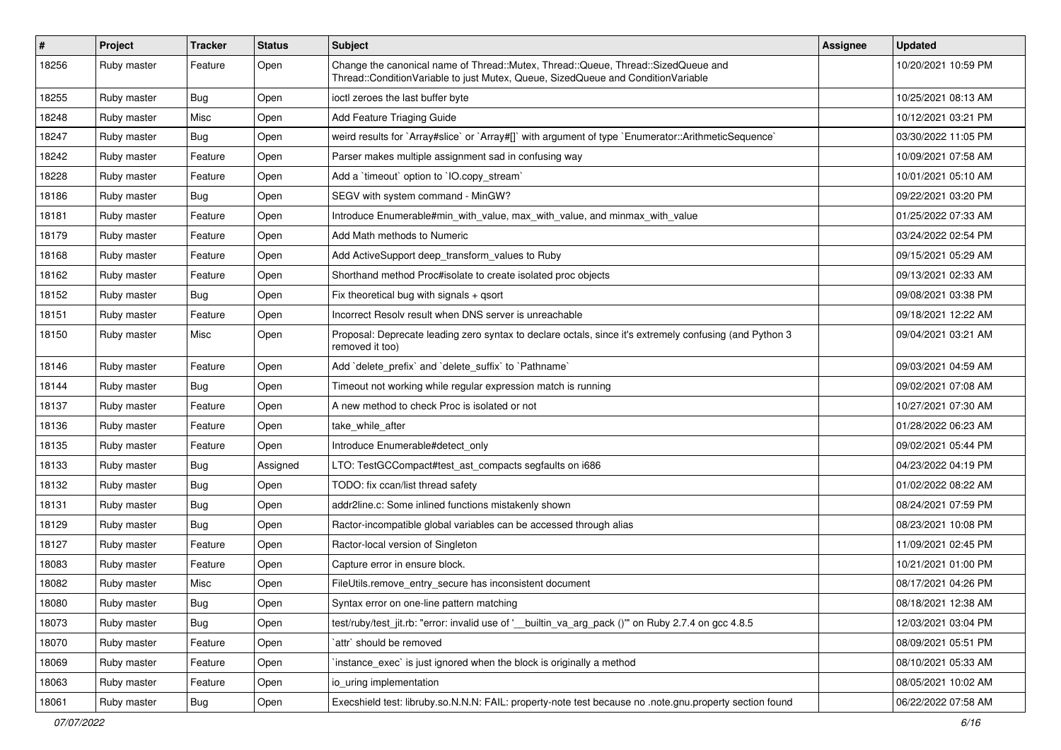| # | Project | Tracker | Status | Subject | Assignee | Updated |
|---|---|---|---|---|---|---|
| 18256 | Ruby master | Feature | Open | Change the canonical name of Thread::Mutex, Thread::Queue, Thread::SizedQueue and Thread::ConditionVariable to just Mutex, Queue, SizedQueue and ConditionVariable | | 10/20/2021 10:59 PM |
| 18255 | Ruby master | Bug | Open | ioctl zeroes the last buffer byte | | 10/25/2021 08:13 AM |
| 18248 | Ruby master | Misc | Open | Add Feature Triaging Guide | | 10/12/2021 03:21 PM |
| 18247 | Ruby master | Bug | Open | weird results for `Array#slice` or `Array#[]` with argument of type `Enumerator::ArithmeticSequence` | | 03/30/2022 11:05 PM |
| 18242 | Ruby master | Feature | Open | Parser makes multiple assignment sad in confusing way | | 10/09/2021 07:58 AM |
| 18228 | Ruby master | Feature | Open | Add a `timeout` option to `IO.copy_stream` | | 10/01/2021 05:10 AM |
| 18186 | Ruby master | Bug | Open | SEGV with system command - MinGW? | | 09/22/2021 03:20 PM |
| 18181 | Ruby master | Feature | Open | Introduce Enumerable#min_with_value, max_with_value, and minmax_with_value | | 01/25/2022 07:33 AM |
| 18179 | Ruby master | Feature | Open | Add Math methods to Numeric | | 03/24/2022 02:54 PM |
| 18168 | Ruby master | Feature | Open | Add ActiveSupport deep_transform_values to Ruby | | 09/15/2021 05:29 AM |
| 18162 | Ruby master | Feature | Open | Shorthand method Proc#isolate to create isolated proc objects | | 09/13/2021 02:33 AM |
| 18152 | Ruby master | Bug | Open | Fix theoretical bug with signals + qsort | | 09/08/2021 03:38 PM |
| 18151 | Ruby master | Feature | Open | Incorrect Resolv result when DNS server is unreachable | | 09/18/2021 12:22 AM |
| 18150 | Ruby master | Misc | Open | Proposal: Deprecate leading zero syntax to declare octals, since it's extremely confusing (and Python 3 removed it too) | | 09/04/2021 03:21 AM |
| 18146 | Ruby master | Feature | Open | Add `delete_prefix` and `delete_suffix` to `Pathname` | | 09/03/2021 04:59 AM |
| 18144 | Ruby master | Bug | Open | Timeout not working while regular expression match is running | | 09/02/2021 07:08 AM |
| 18137 | Ruby master | Feature | Open | A new method to check Proc is isolated or not | | 10/27/2021 07:30 AM |
| 18136 | Ruby master | Feature | Open | take_while_after | | 01/28/2022 06:23 AM |
| 18135 | Ruby master | Feature | Open | Introduce Enumerable#detect_only | | 09/02/2021 05:44 PM |
| 18133 | Ruby master | Bug | Assigned | LTO: TestGCCompact#test_ast_compacts segfaults on i686 | | 04/23/2022 04:19 PM |
| 18132 | Ruby master | Bug | Open | TODO: fix ccan/list thread safety | | 01/02/2022 08:22 AM |
| 18131 | Ruby master | Bug | Open | addr2line.c: Some inlined functions mistakenly shown | | 08/24/2021 07:59 PM |
| 18129 | Ruby master | Bug | Open | Ractor-incompatible global variables can be accessed through alias | | 08/23/2021 10:08 PM |
| 18127 | Ruby master | Feature | Open | Ractor-local version of Singleton | | 11/09/2021 02:45 PM |
| 18083 | Ruby master | Feature | Open | Capture error in ensure block. | | 10/21/2021 01:00 PM |
| 18082 | Ruby master | Misc | Open | FileUtils.remove_entry_secure has inconsistent document | | 08/17/2021 04:26 PM |
| 18080 | Ruby master | Bug | Open | Syntax error on one-line pattern matching | | 08/18/2021 12:38 AM |
| 18073 | Ruby master | Bug | Open | test/ruby/test_jit.rb: "error: invalid use of '__builtin_va_arg_pack ()'" on Ruby 2.7.4 on gcc 4.8.5 | | 12/03/2021 03:04 PM |
| 18070 | Ruby master | Feature | Open | `attr` should be removed | | 08/09/2021 05:51 PM |
| 18069 | Ruby master | Feature | Open | `instance_exec` is just ignored when the block is originally a method | | 08/10/2021 05:33 AM |
| 18063 | Ruby master | Feature | Open | io_uring implementation | | 08/05/2021 10:02 AM |
| 18061 | Ruby master | Bug | Open | Execshield test: libruby.so.N.N.N: FAIL: property-note test because no .note.gnu.property section found | | 06/22/2022 07:58 AM |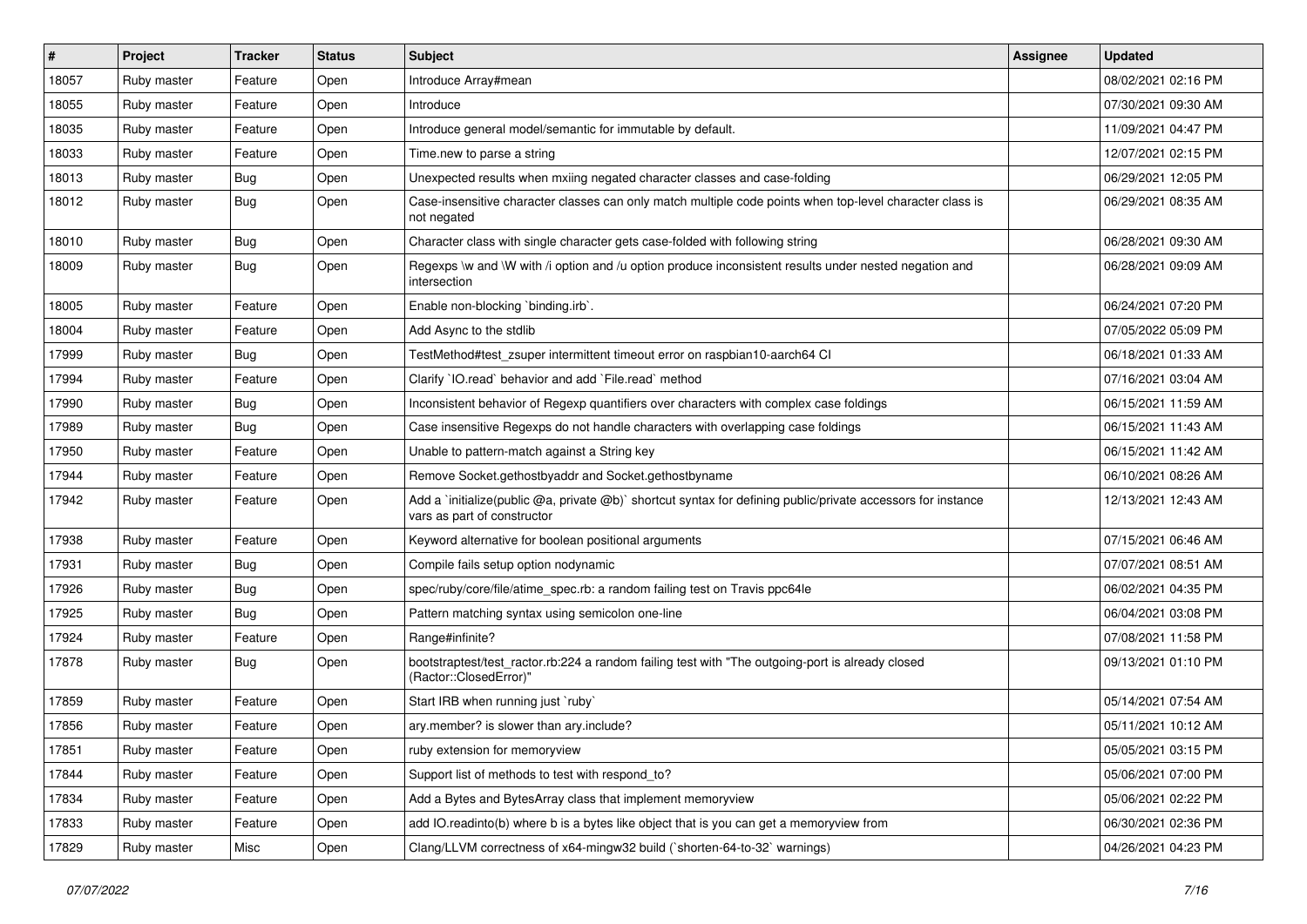| # | Project | Tracker | Status | Subject | Assignee | Updated |
|---|---|---|---|---|---|---|
| 18057 | Ruby master | Feature | Open | Introduce Array#mean | | 08/02/2021 02:16 PM |
| 18055 | Ruby master | Feature | Open | Introduce | | 07/30/2021 09:30 AM |
| 18035 | Ruby master | Feature | Open | Introduce general model/semantic for immutable by default. | | 11/09/2021 04:47 PM |
| 18033 | Ruby master | Feature | Open | Time.new to parse a string | | 12/07/2021 02:15 PM |
| 18013 | Ruby master | Bug | Open | Unexpected results when mxiing negated character classes and case-folding | | 06/29/2021 12:05 PM |
| 18012 | Ruby master | Bug | Open | Case-insensitive character classes can only match multiple code points when top-level character class is not negated | | 06/29/2021 08:35 AM |
| 18010 | Ruby master | Bug | Open | Character class with single character gets case-folded with following string | | 06/28/2021 09:30 AM |
| 18009 | Ruby master | Bug | Open | Regexps \w and \W with /i option and /u option produce inconsistent results under nested negation and intersection | | 06/28/2021 09:09 AM |
| 18005 | Ruby master | Feature | Open | Enable non-blocking `binding.irb`. | | 06/24/2021 07:20 PM |
| 18004 | Ruby master | Feature | Open | Add Async to the stdlib | | 07/05/2022 05:09 PM |
| 17999 | Ruby master | Bug | Open | TestMethod#test_zsuper intermittent timeout error on raspbian10-aarch64 CI | | 06/18/2021 01:33 AM |
| 17994 | Ruby master | Feature | Open | Clarify `IO.read` behavior and add `File.read` method | | 07/16/2021 03:04 AM |
| 17990 | Ruby master | Bug | Open | Inconsistent behavior of Regexp quantifiers over characters with complex case foldings | | 06/15/2021 11:59 AM |
| 17989 | Ruby master | Bug | Open | Case insensitive Regexps do not handle characters with overlapping case foldings | | 06/15/2021 11:43 AM |
| 17950 | Ruby master | Feature | Open | Unable to pattern-match against a String key | | 06/15/2021 11:42 AM |
| 17944 | Ruby master | Feature | Open | Remove Socket.gethostbyaddr and Socket.gethostbyname | | 06/10/2021 08:26 AM |
| 17942 | Ruby master | Feature | Open | Add a `initialize(public @a, private @b)` shortcut syntax for defining public/private accessors for instance vars as part of constructor | | 12/13/2021 12:43 AM |
| 17938 | Ruby master | Feature | Open | Keyword alternative for boolean positional arguments | | 07/15/2021 06:46 AM |
| 17931 | Ruby master | Bug | Open | Compile fails setup option nodynamic | | 07/07/2021 08:51 AM |
| 17926 | Ruby master | Bug | Open | spec/ruby/core/file/atime_spec.rb: a random failing test on Travis ppc64le | | 06/02/2021 04:35 PM |
| 17925 | Ruby master | Bug | Open | Pattern matching syntax using semicolon one-line | | 06/04/2021 03:08 PM |
| 17924 | Ruby master | Feature | Open | Range#infinite? | | 07/08/2021 11:58 PM |
| 17878 | Ruby master | Bug | Open | bootstraptest/test_ractor.rb:224 a random failing test with "The outgoing-port is already closed (Ractor::ClosedError)" | | 09/13/2021 01:10 PM |
| 17859 | Ruby master | Feature | Open | Start IRB when running just `ruby` | | 05/14/2021 07:54 AM |
| 17856 | Ruby master | Feature | Open | ary.member? is slower than ary.include? | | 05/11/2021 10:12 AM |
| 17851 | Ruby master | Feature | Open | ruby extension for memoryview | | 05/05/2021 03:15 PM |
| 17844 | Ruby master | Feature | Open | Support list of methods to test with respond_to? | | 05/06/2021 07:00 PM |
| 17834 | Ruby master | Feature | Open | Add a Bytes and BytesArray class that implement memoryview | | 05/06/2021 02:22 PM |
| 17833 | Ruby master | Feature | Open | add IO.readinto(b) where b is a bytes like object that is you can get a memoryview from | | 06/30/2021 02:36 PM |
| 17829 | Ruby master | Misc | Open | Clang/LLVM correctness of x64-mingw32 build (`shorten-64-to-32` warnings) | | 04/26/2021 04:23 PM |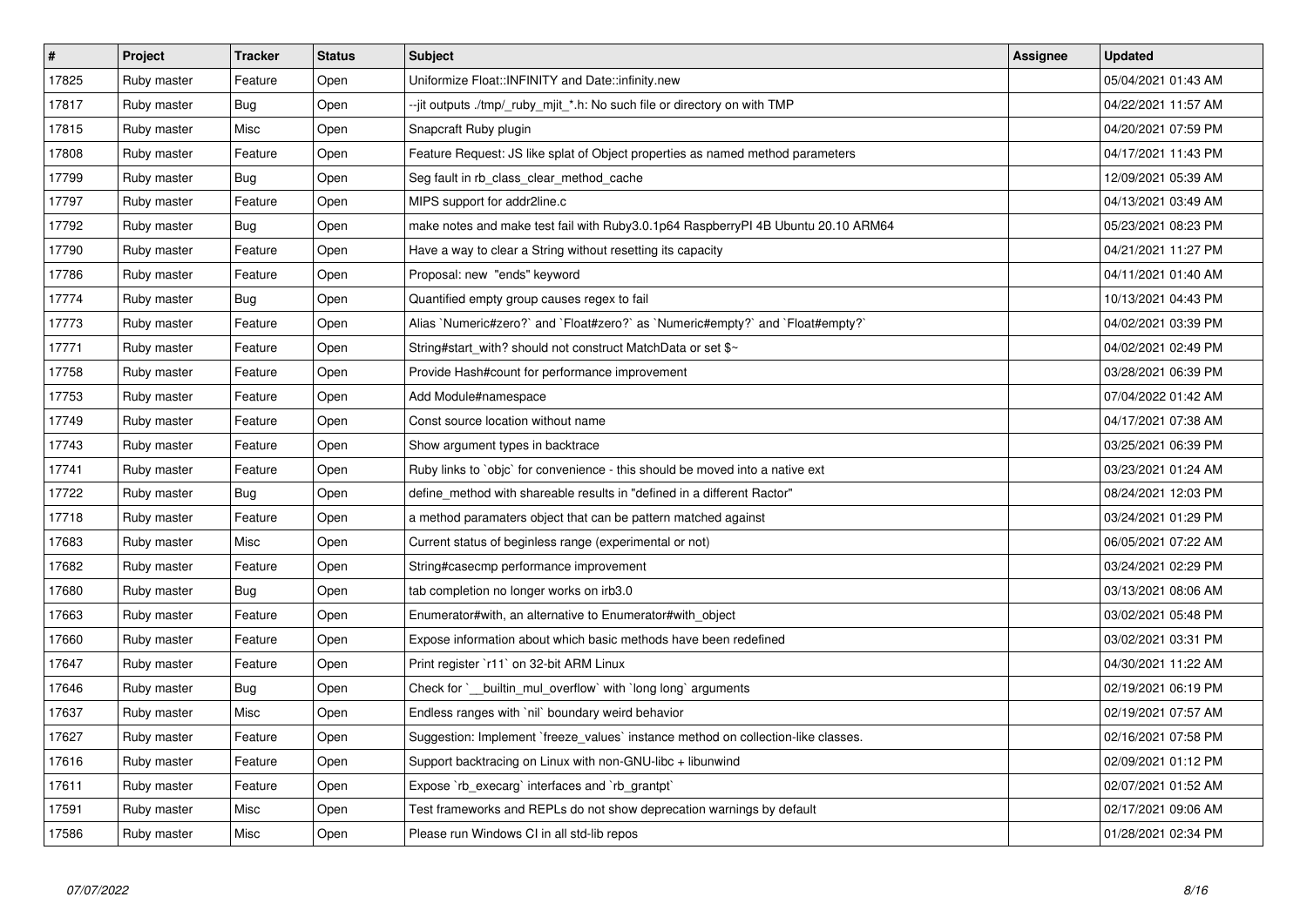| # | Project | Tracker | Status | Subject | Assignee | Updated |
|---|---|---|---|---|---|---|
| 17825 | Ruby master | Feature | Open | Uniformize Float::INFINITY and Date::infinity.new | | 05/04/2021 01:43 AM |
| 17817 | Ruby master | Bug | Open | --jit outputs ./tmp/_ruby_mjit_*.h: No such file or directory on with TMP | | 04/22/2021 11:57 AM |
| 17815 | Ruby master | Misc | Open | Snapcraft Ruby plugin | | 04/20/2021 07:59 PM |
| 17808 | Ruby master | Feature | Open | Feature Request: JS like splat of Object properties as named method parameters | | 04/17/2021 11:43 PM |
| 17799 | Ruby master | Bug | Open | Seg fault in rb_class_clear_method_cache | | 12/09/2021 05:39 AM |
| 17797 | Ruby master | Feature | Open | MIPS support for addr2line.c | | 04/13/2021 03:49 AM |
| 17792 | Ruby master | Bug | Open | make notes and make test fail with Ruby3.0.1p64 RaspberryPI 4B Ubuntu 20.10 ARM64 | | 05/23/2021 08:23 PM |
| 17790 | Ruby master | Feature | Open | Have a way to clear a String without resetting its capacity | | 04/21/2021 11:27 PM |
| 17786 | Ruby master | Feature | Open | Proposal: new  "ends" keyword | | 04/11/2021 01:40 AM |
| 17774 | Ruby master | Bug | Open | Quantified empty group causes regex to fail | | 10/13/2021 04:43 PM |
| 17773 | Ruby master | Feature | Open | Alias `Numeric#zero?` and `Float#zero?` as `Numeric#empty?` and `Float#empty?` | | 04/02/2021 03:39 PM |
| 17771 | Ruby master | Feature | Open | String#start_with? should not construct MatchData or set $~ | | 04/02/2021 02:49 PM |
| 17758 | Ruby master | Feature | Open | Provide Hash#count for performance improvement | | 03/28/2021 06:39 PM |
| 17753 | Ruby master | Feature | Open | Add Module#namespace | | 07/04/2022 01:42 AM |
| 17749 | Ruby master | Feature | Open | Const source location without name | | 04/17/2021 07:38 AM |
| 17743 | Ruby master | Feature | Open | Show argument types in backtrace | | 03/25/2021 06:39 PM |
| 17741 | Ruby master | Feature | Open | Ruby links to `objc` for convenience - this should be moved into a native ext | | 03/23/2021 01:24 AM |
| 17722 | Ruby master | Bug | Open | define_method with shareable results in "defined in a different Ractor" | | 08/24/2021 12:03 PM |
| 17718 | Ruby master | Feature | Open | a method paramaters object that can be pattern matched against | | 03/24/2021 01:29 PM |
| 17683 | Ruby master | Misc | Open | Current status of beginless range (experimental or not) | | 06/05/2021 07:22 AM |
| 17682 | Ruby master | Feature | Open | String#casecmp performance improvement | | 03/24/2021 02:29 PM |
| 17680 | Ruby master | Bug | Open | tab completion no longer works on irb3.0 | | 03/13/2021 08:06 AM |
| 17663 | Ruby master | Feature | Open | Enumerator#with, an alternative to Enumerator#with_object | | 03/02/2021 05:48 PM |
| 17660 | Ruby master | Feature | Open | Expose information about which basic methods have been redefined | | 03/02/2021 03:31 PM |
| 17647 | Ruby master | Feature | Open | Print register `r11` on 32-bit ARM Linux | | 04/30/2021 11:22 AM |
| 17646 | Ruby master | Bug | Open | Check for `__builtin_mul_overflow` with `long long` arguments | | 02/19/2021 06:19 PM |
| 17637 | Ruby master | Misc | Open | Endless ranges with `nil` boundary weird behavior | | 02/19/2021 07:57 AM |
| 17627 | Ruby master | Feature | Open | Suggestion: Implement `freeze_values` instance method on collection-like classes. | | 02/16/2021 07:58 PM |
| 17616 | Ruby master | Feature | Open | Support backtracing on Linux with non-GNU-libc + libunwind | | 02/09/2021 01:12 PM |
| 17611 | Ruby master | Feature | Open | Expose `rb_execarg` interfaces and `rb_grantpt` | | 02/07/2021 01:52 AM |
| 17591 | Ruby master | Misc | Open | Test frameworks and REPLs do not show deprecation warnings by default | | 02/17/2021 09:06 AM |
| 17586 | Ruby master | Misc | Open | Please run Windows CI in all std-lib repos | | 01/28/2021 02:34 PM |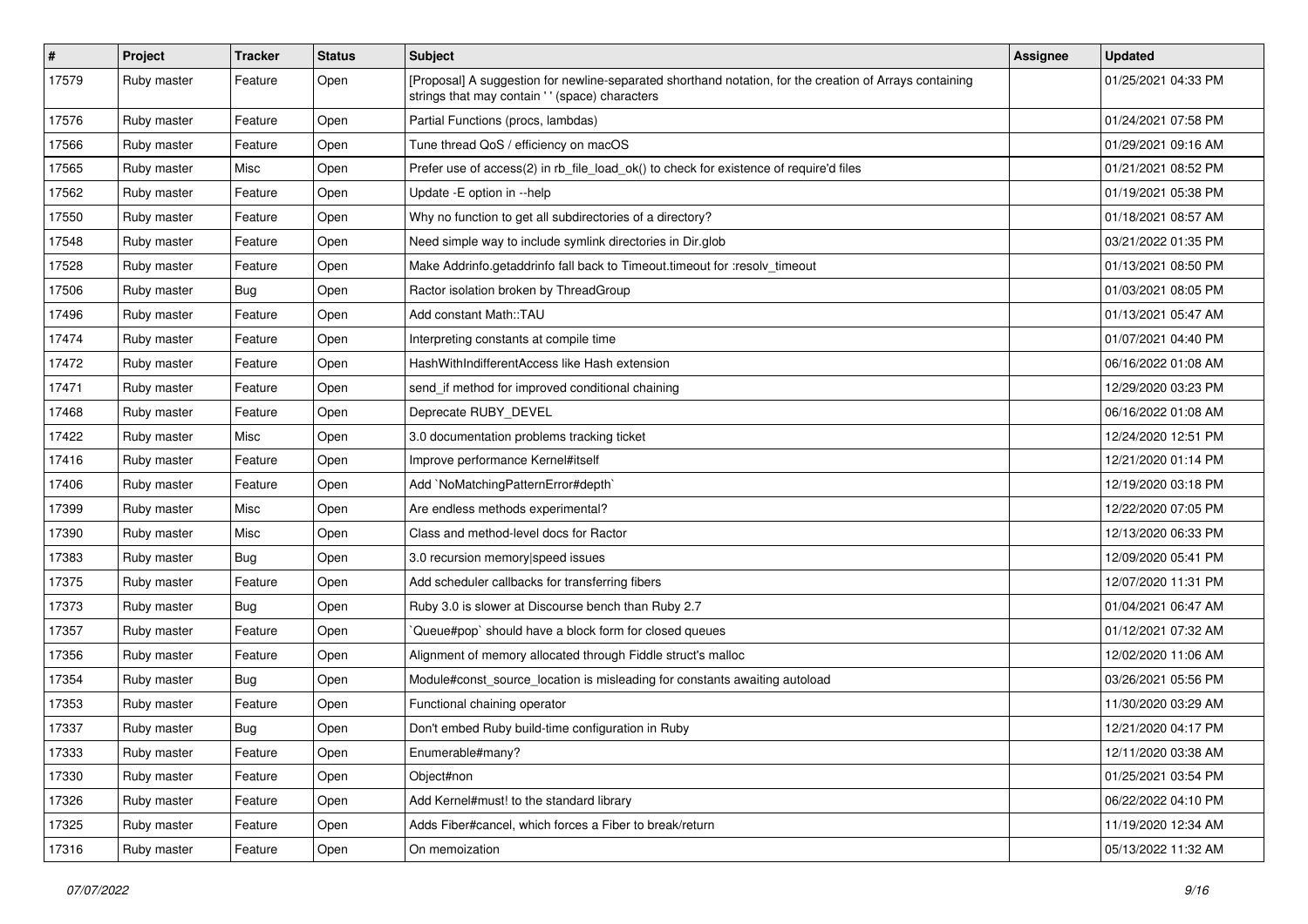| # | Project | Tracker | Status | Subject | Assignee | Updated |
| --- | --- | --- | --- | --- | --- | --- |
| 17579 | Ruby master | Feature | Open | [Proposal] A suggestion for newline-separated shorthand notation, for the creation of Arrays containing strings that may contain ' ' (space) characters | | 01/25/2021 04:33 PM |
| 17576 | Ruby master | Feature | Open | Partial Functions (procs, lambdas) | | 01/24/2021 07:58 PM |
| 17566 | Ruby master | Feature | Open | Tune thread QoS / efficiency on macOS | | 01/29/2021 09:16 AM |
| 17565 | Ruby master | Misc | Open | Prefer use of access(2) in rb_file_load_ok() to check for existence of require'd files | | 01/21/2021 08:52 PM |
| 17562 | Ruby master | Feature | Open | Update -E option in --help | | 01/19/2021 05:38 PM |
| 17550 | Ruby master | Feature | Open | Why no function to get all subdirectories of a directory? | | 01/18/2021 08:57 AM |
| 17548 | Ruby master | Feature | Open | Need simple way to include symlink directories in Dir.glob | | 03/21/2022 01:35 PM |
| 17528 | Ruby master | Feature | Open | Make Addrinfo.getaddrinfo fall back to Timeout.timeout for :resolv_timeout | | 01/13/2021 08:50 PM |
| 17506 | Ruby master | Bug | Open | Ractor isolation broken by ThreadGroup | | 01/03/2021 08:05 PM |
| 17496 | Ruby master | Feature | Open | Add constant Math::TAU | | 01/13/2021 05:47 AM |
| 17474 | Ruby master | Feature | Open | Interpreting constants at compile time | | 01/07/2021 04:40 PM |
| 17472 | Ruby master | Feature | Open | HashWithIndifferentAccess like Hash extension | | 06/16/2022 01:08 AM |
| 17471 | Ruby master | Feature | Open | send_if method for improved conditional chaining | | 12/29/2020 03:23 PM |
| 17468 | Ruby master | Feature | Open | Deprecate RUBY_DEVEL | | 06/16/2022 01:08 AM |
| 17422 | Ruby master | Misc | Open | 3.0 documentation problems tracking ticket | | 12/24/2020 12:51 PM |
| 17416 | Ruby master | Feature | Open | Improve performance Kernel#itself | | 12/21/2020 01:14 PM |
| 17406 | Ruby master | Feature | Open | Add `NoMatchingPatternError#depth` | | 12/19/2020 03:18 PM |
| 17399 | Ruby master | Misc | Open | Are endless methods experimental? | | 12/22/2020 07:05 PM |
| 17390 | Ruby master | Misc | Open | Class and method-level docs for Ractor | | 12/13/2020 06:33 PM |
| 17383 | Ruby master | Bug | Open | 3.0 recursion memory\|speed issues | | 12/09/2020 05:41 PM |
| 17375 | Ruby master | Feature | Open | Add scheduler callbacks for transferring fibers | | 12/07/2020 11:31 PM |
| 17373 | Ruby master | Bug | Open | Ruby 3.0 is slower at Discourse bench than Ruby 2.7 | | 01/04/2021 06:47 AM |
| 17357 | Ruby master | Feature | Open | `Queue#pop` should have a block form for closed queues | | 01/12/2021 07:32 AM |
| 17356 | Ruby master | Feature | Open | Alignment of memory allocated through Fiddle struct's malloc | | 12/02/2020 11:06 AM |
| 17354 | Ruby master | Bug | Open | Module#const_source_location is misleading for constants awaiting autoload | | 03/26/2021 05:56 PM |
| 17353 | Ruby master | Feature | Open | Functional chaining operator | | 11/30/2020 03:29 AM |
| 17337 | Ruby master | Bug | Open | Don't embed Ruby build-time configuration in Ruby | | 12/21/2020 04:17 PM |
| 17333 | Ruby master | Feature | Open | Enumerable#many? | | 12/11/2020 03:38 AM |
| 17330 | Ruby master | Feature | Open | Object#non | | 01/25/2021 03:54 PM |
| 17326 | Ruby master | Feature | Open | Add Kernel#must! to the standard library | | 06/22/2022 04:10 PM |
| 17325 | Ruby master | Feature | Open | Adds Fiber#cancel, which forces a Fiber to break/return | | 11/19/2020 12:34 AM |
| 17316 | Ruby master | Feature | Open | On memoization | | 05/13/2022 11:32 AM |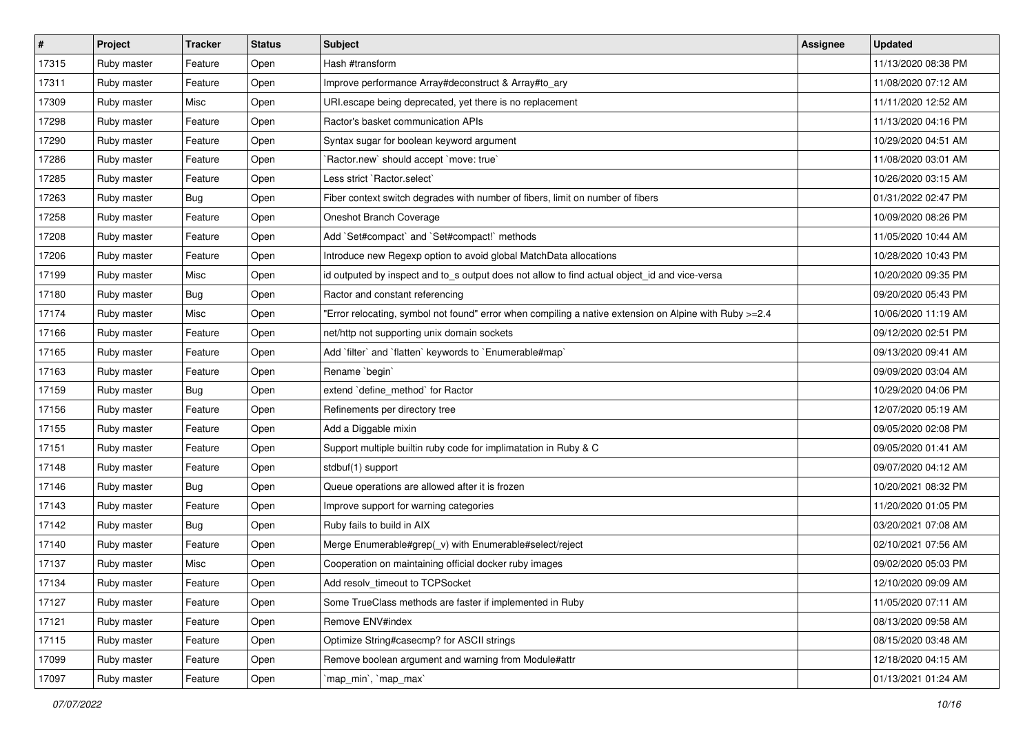| # | Project | Tracker | Status | Subject | Assignee | Updated |
|---|---|---|---|---|---|---|
| 17315 | Ruby master | Feature | Open | Hash #transform | | 11/13/2020 08:38 PM |
| 17311 | Ruby master | Feature | Open | Improve performance Array#deconstruct & Array#to_ary | | 11/08/2020 07:12 AM |
| 17309 | Ruby master | Misc | Open | URI.escape being deprecated, yet there is no replacement | | 11/11/2020 12:52 AM |
| 17298 | Ruby master | Feature | Open | Ractor's basket communication APIs | | 11/13/2020 04:16 PM |
| 17290 | Ruby master | Feature | Open | Syntax sugar for boolean keyword argument | | 10/29/2020 04:51 AM |
| 17286 | Ruby master | Feature | Open | `Ractor.new` should accept `move: true` | | 11/08/2020 03:01 AM |
| 17285 | Ruby master | Feature | Open | Less strict `Ractor.select` | | 10/26/2020 03:15 AM |
| 17263 | Ruby master | Bug | Open | Fiber context switch degrades with number of fibers, limit on number of fibers | | 01/31/2022 02:47 PM |
| 17258 | Ruby master | Feature | Open | Oneshot Branch Coverage | | 10/09/2020 08:26 PM |
| 17208 | Ruby master | Feature | Open | Add `Set#compact` and `Set#compact!` methods | | 11/05/2020 10:44 AM |
| 17206 | Ruby master | Feature | Open | Introduce new Regexp option to avoid global MatchData allocations | | 10/28/2020 10:43 PM |
| 17199 | Ruby master | Misc | Open | id outputed by inspect and to_s output does not allow to find actual object_id and vice-versa | | 10/20/2020 09:35 PM |
| 17180 | Ruby master | Bug | Open | Ractor and constant referencing | | 09/20/2020 05:43 PM |
| 17174 | Ruby master | Misc | Open | "Error relocating, symbol not found" error when compiling a native extension on Alpine with Ruby >=2.4 | | 10/06/2020 11:19 AM |
| 17166 | Ruby master | Feature | Open | net/http not supporting unix domain sockets | | 09/12/2020 02:51 PM |
| 17165 | Ruby master | Feature | Open | Add `filter` and `flatten` keywords to `Enumerable#map` | | 09/13/2020 09:41 AM |
| 17163 | Ruby master | Feature | Open | Rename `begin` | | 09/09/2020 03:04 AM |
| 17159 | Ruby master | Bug | Open | extend `define_method` for Ractor | | 10/29/2020 04:06 PM |
| 17156 | Ruby master | Feature | Open | Refinements per directory tree | | 12/07/2020 05:19 AM |
| 17155 | Ruby master | Feature | Open | Add a Diggable mixin | | 09/05/2020 02:08 PM |
| 17151 | Ruby master | Feature | Open | Support multiple builtin ruby code for implimatation in Ruby & C | | 09/05/2020 01:41 AM |
| 17148 | Ruby master | Feature | Open | stdbuf(1) support | | 09/07/2020 04:12 AM |
| 17146 | Ruby master | Bug | Open | Queue operations are allowed after it is frozen | | 10/20/2021 08:32 PM |
| 17143 | Ruby master | Feature | Open | Improve support for warning categories | | 11/20/2020 01:05 PM |
| 17142 | Ruby master | Bug | Open | Ruby fails to build in AIX | | 03/20/2021 07:08 AM |
| 17140 | Ruby master | Feature | Open | Merge Enumerable#grep(_v) with Enumerable#select/reject | | 02/10/2021 07:56 AM |
| 17137 | Ruby master | Misc | Open | Cooperation on maintaining official docker ruby images | | 09/02/2020 05:03 PM |
| 17134 | Ruby master | Feature | Open | Add resolv_timeout to TCPSocket | | 12/10/2020 09:09 AM |
| 17127 | Ruby master | Feature | Open | Some TrueClass methods are faster if implemented in Ruby | | 11/05/2020 07:11 AM |
| 17121 | Ruby master | Feature | Open | Remove ENV#index | | 08/13/2020 09:58 AM |
| 17115 | Ruby master | Feature | Open | Optimize String#casecmp? for ASCII strings | | 08/15/2020 03:48 AM |
| 17099 | Ruby master | Feature | Open | Remove boolean argument and warning from Module#attr | | 12/18/2020 04:15 AM |
| 17097 | Ruby master | Feature | Open | `map_min`, `map_max` | | 01/13/2021 01:24 AM |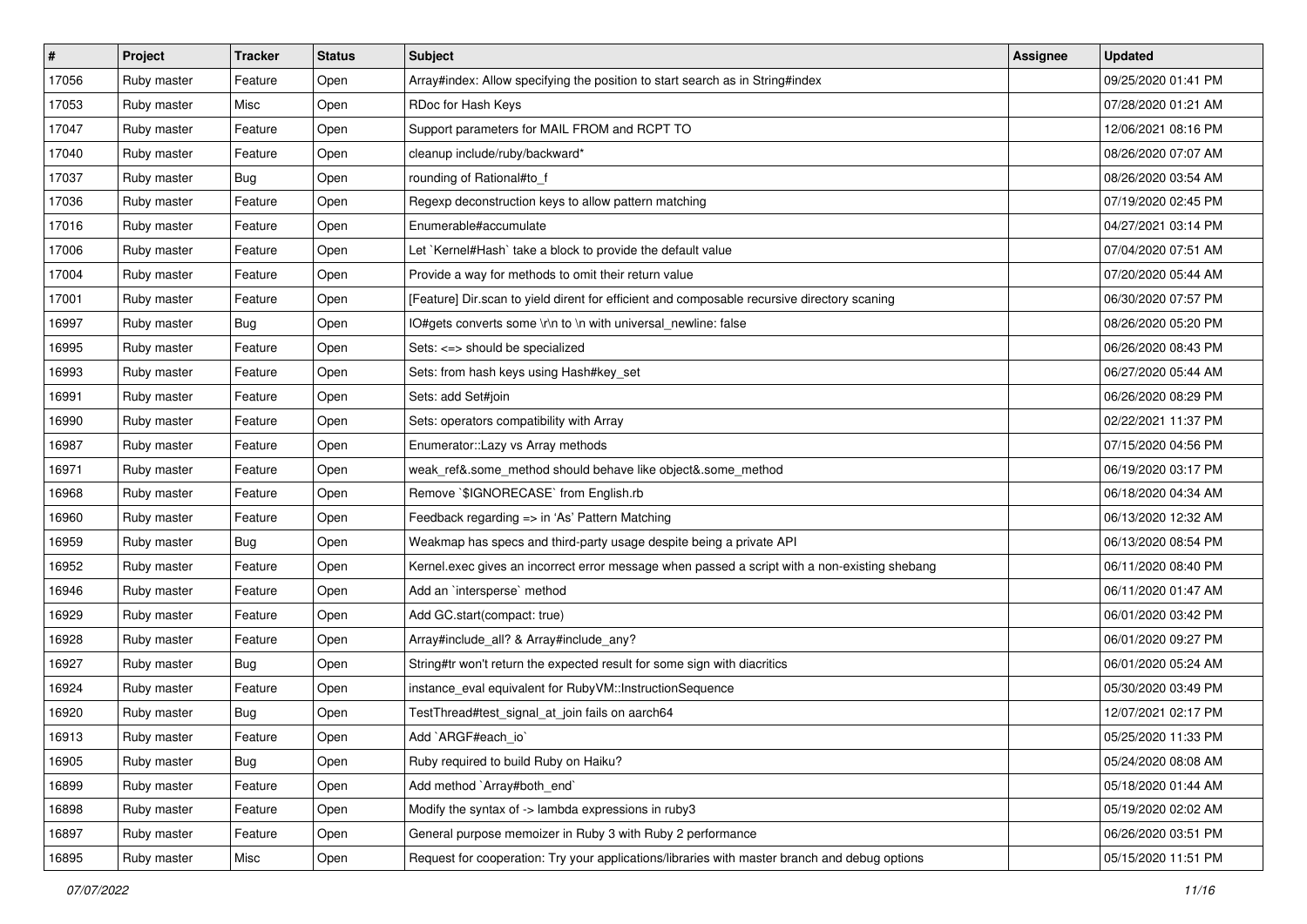| # | Project | Tracker | Status | Subject | Assignee | Updated |
|---|---|---|---|---|---|---|
| 17056 | Ruby master | Feature | Open | Array#index: Allow specifying the position to start search as in String#index | | 09/25/2020 01:41 PM |
| 17053 | Ruby master | Misc | Open | RDoc for Hash Keys | | 07/28/2020 01:21 AM |
| 17047 | Ruby master | Feature | Open | Support parameters for MAIL FROM and RCPT TO | | 12/06/2021 08:16 PM |
| 17040 | Ruby master | Feature | Open | cleanup include/ruby/backward* | | 08/26/2020 07:07 AM |
| 17037 | Ruby master | Bug | Open | rounding of Rational#to_f | | 08/26/2020 03:54 AM |
| 17036 | Ruby master | Feature | Open | Regexp deconstruction keys to allow pattern matching | | 07/19/2020 02:45 PM |
| 17016 | Ruby master | Feature | Open | Enumerable#accumulate | | 04/27/2021 03:14 PM |
| 17006 | Ruby master | Feature | Open | Let `Kernel#Hash` take a block to provide the default value | | 07/04/2020 07:51 AM |
| 17004 | Ruby master | Feature | Open | Provide a way for methods to omit their return value | | 07/20/2020 05:44 AM |
| 17001 | Ruby master | Feature | Open | [Feature] Dir.scan to yield dirent for efficient and composable recursive directory scaning | | 06/30/2020 07:57 PM |
| 16997 | Ruby master | Bug | Open | IO#gets converts some \r\n to \n with universal_newline: false | | 08/26/2020 05:20 PM |
| 16995 | Ruby master | Feature | Open | Sets: <=> should be specialized | | 06/26/2020 08:43 PM |
| 16993 | Ruby master | Feature | Open | Sets: from hash keys using Hash#key_set | | 06/27/2020 05:44 AM |
| 16991 | Ruby master | Feature | Open | Sets: add Set#join | | 06/26/2020 08:29 PM |
| 16990 | Ruby master | Feature | Open | Sets: operators compatibility with Array | | 02/22/2021 11:37 PM |
| 16987 | Ruby master | Feature | Open | Enumerator::Lazy vs Array methods | | 07/15/2020 04:56 PM |
| 16971 | Ruby master | Feature | Open | weak_ref&.some_method should behave like object&.some_method | | 06/19/2020 03:17 PM |
| 16968 | Ruby master | Feature | Open | Remove `$IGNORECASE` from English.rb | | 06/18/2020 04:34 AM |
| 16960 | Ruby master | Feature | Open | Feedback regarding => in 'As' Pattern Matching | | 06/13/2020 12:32 AM |
| 16959 | Ruby master | Bug | Open | Weakmap has specs and third-party usage despite being a private API | | 06/13/2020 08:54 PM |
| 16952 | Ruby master | Feature | Open | Kernel.exec gives an incorrect error message when passed a script with a non-existing shebang | | 06/11/2020 08:40 PM |
| 16946 | Ruby master | Feature | Open | Add an `intersperse` method | | 06/11/2020 01:47 AM |
| 16929 | Ruby master | Feature | Open | Add GC.start(compact: true) | | 06/01/2020 03:42 PM |
| 16928 | Ruby master | Feature | Open | Array#include_all? & Array#include_any? | | 06/01/2020 09:27 PM |
| 16927 | Ruby master | Bug | Open | String#tr won't return the expected result for some sign with diacritics | | 06/01/2020 05:24 AM |
| 16924 | Ruby master | Feature | Open | instance_eval equivalent for RubyVM::InstructionSequence | | 05/30/2020 03:49 PM |
| 16920 | Ruby master | Bug | Open | TestThread#test_signal_at_join fails on aarch64 | | 12/07/2021 02:17 PM |
| 16913 | Ruby master | Feature | Open | Add `ARGF#each_io` | | 05/25/2020 11:33 PM |
| 16905 | Ruby master | Bug | Open | Ruby required to build Ruby on Haiku? | | 05/24/2020 08:08 AM |
| 16899 | Ruby master | Feature | Open | Add method `Array#both_end` | | 05/18/2020 01:44 AM |
| 16898 | Ruby master | Feature | Open | Modify the syntax of -> lambda expressions in ruby3 | | 05/19/2020 02:02 AM |
| 16897 | Ruby master | Feature | Open | General purpose memoizer in Ruby 3 with Ruby 2 performance | | 06/26/2020 03:51 PM |
| 16895 | Ruby master | Misc | Open | Request for cooperation: Try your applications/libraries with master branch and debug options | | 05/15/2020 11:51 PM |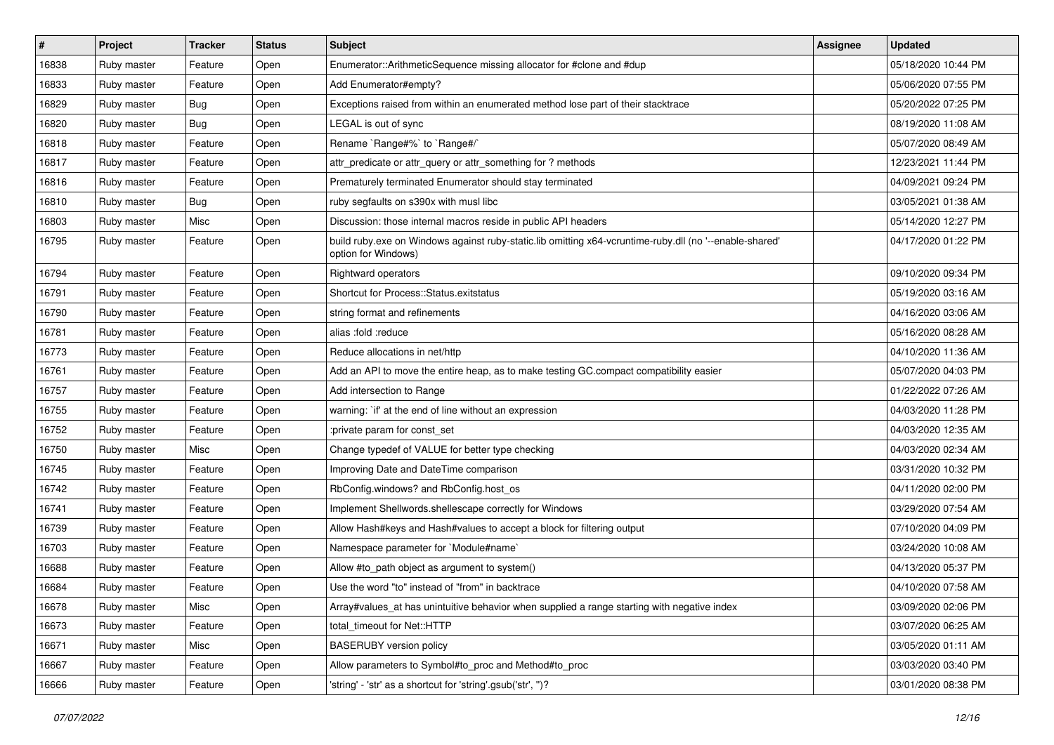| # | Project | Tracker | Status | Subject | Assignee | Updated |
| --- | --- | --- | --- | --- | --- | --- |
| 16838 | Ruby master | Feature | Open | Enumerator::ArithmeticSequence missing allocator for #clone and #dup | | 05/18/2020 10:44 PM |
| 16833 | Ruby master | Feature | Open | Add Enumerator#empty? | | 05/06/2020 07:55 PM |
| 16829 | Ruby master | Bug | Open | Exceptions raised from within an enumerated method lose part of their stacktrace | | 05/20/2022 07:25 PM |
| 16820 | Ruby master | Bug | Open | LEGAL is out of sync | | 08/19/2020 11:08 AM |
| 16818 | Ruby master | Feature | Open | Rename `Range#%` to `Range#/` | | 05/07/2020 08:49 AM |
| 16817 | Ruby master | Feature | Open | attr_predicate or attr_query or attr_something for ? methods | | 12/23/2021 11:44 PM |
| 16816 | Ruby master | Feature | Open | Prematurely terminated Enumerator should stay terminated | | 04/09/2021 09:24 PM |
| 16810 | Ruby master | Bug | Open | ruby segfaults on s390x with musl libc | | 03/05/2021 01:38 AM |
| 16803 | Ruby master | Misc | Open | Discussion: those internal macros reside in public API headers | | 05/14/2020 12:27 PM |
| 16795 | Ruby master | Feature | Open | build ruby.exe on Windows against ruby-static.lib omitting x64-vcruntime-ruby.dll (no '--enable-shared' option for Windows) | | 04/17/2020 01:22 PM |
| 16794 | Ruby master | Feature | Open | Rightward operators | | 09/10/2020 09:34 PM |
| 16791 | Ruby master | Feature | Open | Shortcut for Process::Status.exitstatus | | 05/19/2020 03:16 AM |
| 16790 | Ruby master | Feature | Open | string format and refinements | | 04/16/2020 03:06 AM |
| 16781 | Ruby master | Feature | Open | alias :fold :reduce | | 05/16/2020 08:28 AM |
| 16773 | Ruby master | Feature | Open | Reduce allocations in net/http | | 04/10/2020 11:36 AM |
| 16761 | Ruby master | Feature | Open | Add an API to move the entire heap, as to make testing GC.compact compatibility easier | | 05/07/2020 04:03 PM |
| 16757 | Ruby master | Feature | Open | Add intersection to Range | | 01/22/2022 07:26 AM |
| 16755 | Ruby master | Feature | Open | warning: `if' at the end of line without an expression | | 04/03/2020 11:28 PM |
| 16752 | Ruby master | Feature | Open | :private param for const_set | | 04/03/2020 12:35 AM |
| 16750 | Ruby master | Misc | Open | Change typedef of VALUE for better type checking | | 04/03/2020 02:34 AM |
| 16745 | Ruby master | Feature | Open | Improving Date and DateTime comparison | | 03/31/2020 10:32 PM |
| 16742 | Ruby master | Feature | Open | RbConfig.windows? and RbConfig.host_os | | 04/11/2020 02:00 PM |
| 16741 | Ruby master | Feature | Open | Implement Shellwords.shellescape correctly for Windows | | 03/29/2020 07:54 AM |
| 16739 | Ruby master | Feature | Open | Allow Hash#keys and Hash#values to accept a block for filtering output | | 07/10/2020 04:09 PM |
| 16703 | Ruby master | Feature | Open | Namespace parameter for `Module#name` | | 03/24/2020 10:08 AM |
| 16688 | Ruby master | Feature | Open | Allow #to_path object as argument to system() | | 04/13/2020 05:37 PM |
| 16684 | Ruby master | Feature | Open | Use the word "to" instead of "from" in backtrace | | 04/10/2020 07:58 AM |
| 16678 | Ruby master | Misc | Open | Array#values_at has unintuitive behavior when supplied a range starting with negative index | | 03/09/2020 02:06 PM |
| 16673 | Ruby master | Feature | Open | total_timeout for Net::HTTP | | 03/07/2020 06:25 AM |
| 16671 | Ruby master | Misc | Open | BASERUBY version policy | | 03/05/2020 01:11 AM |
| 16667 | Ruby master | Feature | Open | Allow parameters to Symbol#to_proc and Method#to_proc | | 03/03/2020 03:40 PM |
| 16666 | Ruby master | Feature | Open | 'string' - 'str' as a shortcut for 'string'.gsub('str', '')? | | 03/01/2020 08:38 PM |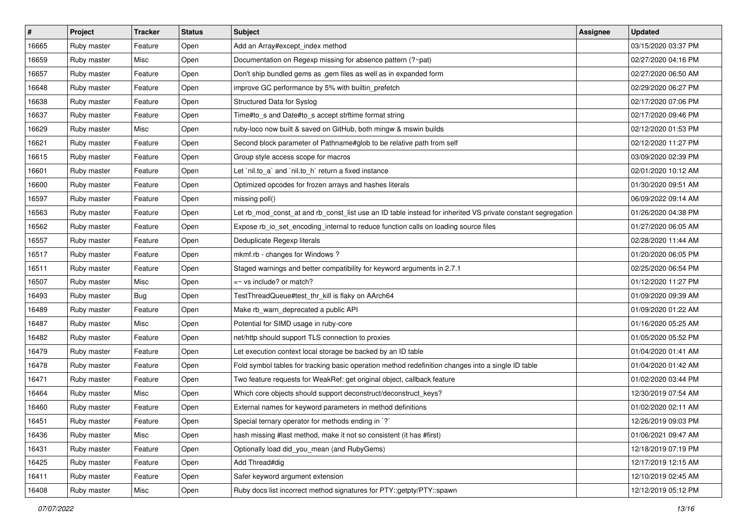| # | Project | Tracker | Status | Subject | Assignee | Updated |
|---|---|---|---|---|---|---|
| 16665 | Ruby master | Feature | Open | Add an Array#except_index method | | 03/15/2020 03:37 PM |
| 16659 | Ruby master | Misc | Open | Documentation on Regexp missing for absence pattern (?~pat) | | 02/27/2020 04:16 PM |
| 16657 | Ruby master | Feature | Open | Don't ship bundled gems as .gem files as well as in expanded form | | 02/27/2020 06:50 AM |
| 16648 | Ruby master | Feature | Open | improve GC performance by 5% with builtin_prefetch | | 02/29/2020 06:27 PM |
| 16638 | Ruby master | Feature | Open | Structured Data for Syslog | | 02/17/2020 07:06 PM |
| 16637 | Ruby master | Feature | Open | Time#to_s and Date#to_s accept strftime format string | | 02/17/2020 09:46 PM |
| 16629 | Ruby master | Misc | Open | ruby-loco now built & saved on GitHub, both mingw & mswin builds | | 02/12/2020 01:53 PM |
| 16621 | Ruby master | Feature | Open | Second block parameter of Pathname#glob to be relative path from self | | 02/12/2020 11:27 PM |
| 16615 | Ruby master | Feature | Open | Group style access scope for macros | | 03/09/2020 02:39 PM |
| 16601 | Ruby master | Feature | Open | Let `nil.to_a` and `nil.to_h` return a fixed instance | | 02/01/2020 10:12 AM |
| 16600 | Ruby master | Feature | Open | Optimized opcodes for frozen arrays and hashes literals | | 01/30/2020 09:51 AM |
| 16597 | Ruby master | Feature | Open | missing poll() | | 06/09/2022 09:14 AM |
| 16563 | Ruby master | Feature | Open | Let rb_mod_const_at and rb_const_list use an ID table instead for inherited VS private constant segregation | | 01/26/2020 04:38 PM |
| 16562 | Ruby master | Feature | Open | Expose rb_io_set_encoding_internal to reduce function calls on loading source files | | 01/27/2020 06:05 AM |
| 16557 | Ruby master | Feature | Open | Deduplicate Regexp literals | | 02/28/2020 11:44 AM |
| 16517 | Ruby master | Feature | Open | mkmf.rb - changes for Windows ? | | 01/20/2020 06:05 PM |
| 16511 | Ruby master | Feature | Open | Staged warnings and better compatibility for keyword arguments in 2.7.1 | | 02/25/2020 06:54 PM |
| 16507 | Ruby master | Misc | Open | =~ vs include? or match? | | 01/12/2020 11:27 PM |
| 16493 | Ruby master | Bug | Open | TestThreadQueue#test_thr_kill is flaky on AArch64 | | 01/09/2020 09:39 AM |
| 16489 | Ruby master | Feature | Open | Make rb_warn_deprecated a public API | | 01/09/2020 01:22 AM |
| 16487 | Ruby master | Misc | Open | Potential for SIMD usage in ruby-core | | 01/16/2020 05:25 AM |
| 16482 | Ruby master | Feature | Open | net/http should support TLS connection to proxies | | 01/05/2020 05:52 PM |
| 16479 | Ruby master | Feature | Open | Let execution context local storage be backed by an ID table | | 01/04/2020 01:41 AM |
| 16478 | Ruby master | Feature | Open | Fold symbol tables for tracking basic operation method redefinition changes into a single ID table | | 01/04/2020 01:42 AM |
| 16471 | Ruby master | Feature | Open | Two feature requests for WeakRef: get original object, callback feature | | 01/02/2020 03:44 PM |
| 16464 | Ruby master | Misc | Open | Which core objects should support deconstruct/deconstruct_keys? | | 12/30/2019 07:54 AM |
| 16460 | Ruby master | Feature | Open | External names for keyword parameters in method definitions | | 01/02/2020 02:11 AM |
| 16451 | Ruby master | Feature | Open | Special ternary operator for methods ending in `?` | | 12/26/2019 09:03 PM |
| 16436 | Ruby master | Misc | Open | hash missing #last method, make it not so consistent (it has #first) | | 01/06/2021 09:47 AM |
| 16431 | Ruby master | Feature | Open | Optionally load did_you_mean (and RubyGems) | | 12/18/2019 07:19 PM |
| 16425 | Ruby master | Feature | Open | Add Thread#dig | | 12/17/2019 12:15 AM |
| 16411 | Ruby master | Feature | Open | Safer keyword argument extension | | 12/10/2019 02:45 AM |
| 16408 | Ruby master | Misc | Open | Ruby docs list incorrect method signatures for PTY::getpty/PTY::spawn | | 12/12/2019 05:12 PM |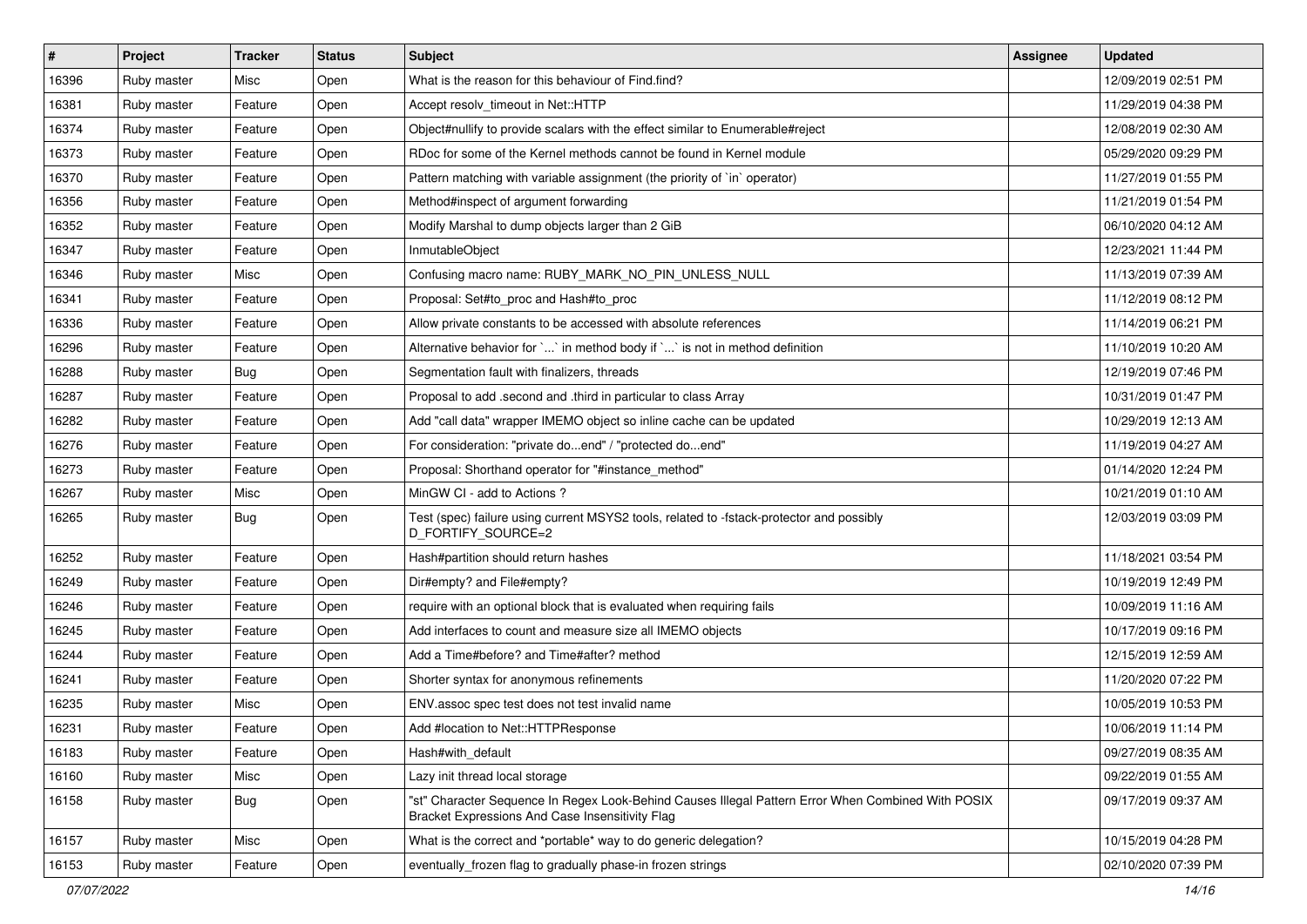| # | Project | Tracker | Status | Subject | Assignee | Updated |
|---|---|---|---|---|---|---|
| 16396 | Ruby master | Misc | Open | What is the reason for this behaviour of Find.find? | | 12/09/2019 02:51 PM |
| 16381 | Ruby master | Feature | Open | Accept resolv_timeout in Net::HTTP | | 11/29/2019 04:38 PM |
| 16374 | Ruby master | Feature | Open | Object#nullify to provide scalars with the effect similar to Enumerable#reject | | 12/08/2019 02:30 AM |
| 16373 | Ruby master | Feature | Open | RDoc for some of the Kernel methods cannot be found in Kernel module | | 05/29/2020 09:29 PM |
| 16370 | Ruby master | Feature | Open | Pattern matching with variable assignment (the priority of `in` operator) | | 11/27/2019 01:55 PM |
| 16356 | Ruby master | Feature | Open | Method#inspect of argument forwarding | | 11/21/2019 01:54 PM |
| 16352 | Ruby master | Feature | Open | Modify Marshal to dump objects larger than 2 GiB | | 06/10/2020 04:12 AM |
| 16347 | Ruby master | Feature | Open | InmutableObject | | 12/23/2021 11:44 PM |
| 16346 | Ruby master | Misc | Open | Confusing macro name: RUBY_MARK_NO_PIN_UNLESS_NULL | | 11/13/2019 07:39 AM |
| 16341 | Ruby master | Feature | Open | Proposal: Set#to_proc and Hash#to_proc | | 11/12/2019 08:12 PM |
| 16336 | Ruby master | Feature | Open | Allow private constants to be accessed with absolute references | | 11/14/2019 06:21 PM |
| 16296 | Ruby master | Feature | Open | Alternative behavior for `...` in method body if `...` is not in method definition | | 11/10/2019 10:20 AM |
| 16288 | Ruby master | Bug | Open | Segmentation fault with finalizers, threads | | 12/19/2019 07:46 PM |
| 16287 | Ruby master | Feature | Open | Proposal to add .second and .third in particular to class Array | | 10/31/2019 01:47 PM |
| 16282 | Ruby master | Feature | Open | Add "call data" wrapper IMEMO object so inline cache can be updated | | 10/29/2019 12:13 AM |
| 16276 | Ruby master | Feature | Open | For consideration: "private do...end" / "protected do...end" | | 11/19/2019 04:27 AM |
| 16273 | Ruby master | Feature | Open | Proposal: Shorthand operator for "#instance_method" | | 01/14/2020 12:24 PM |
| 16267 | Ruby master | Misc | Open | MinGW CI - add to Actions ? | | 10/21/2019 01:10 AM |
| 16265 | Ruby master | Bug | Open | Test (spec) failure using current MSYS2 tools, related to -fstack-protector and possibly D_FORTIFY_SOURCE=2 | | 12/03/2019 03:09 PM |
| 16252 | Ruby master | Feature | Open | Hash#partition should return hashes | | 11/18/2021 03:54 PM |
| 16249 | Ruby master | Feature | Open | Dir#empty? and File#empty? | | 10/19/2019 12:49 PM |
| 16246 | Ruby master | Feature | Open | require with an optional block that is evaluated when requiring fails | | 10/09/2019 11:16 AM |
| 16245 | Ruby master | Feature | Open | Add interfaces to count and measure size all IMEMO objects | | 10/17/2019 09:16 PM |
| 16244 | Ruby master | Feature | Open | Add a Time#before? and Time#after? method | | 12/15/2019 12:59 AM |
| 16241 | Ruby master | Feature | Open | Shorter syntax for anonymous refinements | | 11/20/2020 07:22 PM |
| 16235 | Ruby master | Misc | Open | ENV.assoc spec test does not test invalid name | | 10/05/2019 10:53 PM |
| 16231 | Ruby master | Feature | Open | Add #location to Net::HTTPResponse | | 10/06/2019 11:14 PM |
| 16183 | Ruby master | Feature | Open | Hash#with_default | | 09/27/2019 08:35 AM |
| 16160 | Ruby master | Misc | Open | Lazy init thread local storage | | 09/22/2019 01:55 AM |
| 16158 | Ruby master | Bug | Open | "st" Character Sequence In Regex Look-Behind Causes Illegal Pattern Error When Combined With POSIX Bracket Expressions And Case Insensitivity Flag | | 09/17/2019 09:37 AM |
| 16157 | Ruby master | Misc | Open | What is the correct and *portable* way to do generic delegation? | | 10/15/2019 04:28 PM |
| 16153 | Ruby master | Feature | Open | eventually_frozen flag to gradually phase-in frozen strings | | 02/10/2020 07:39 PM |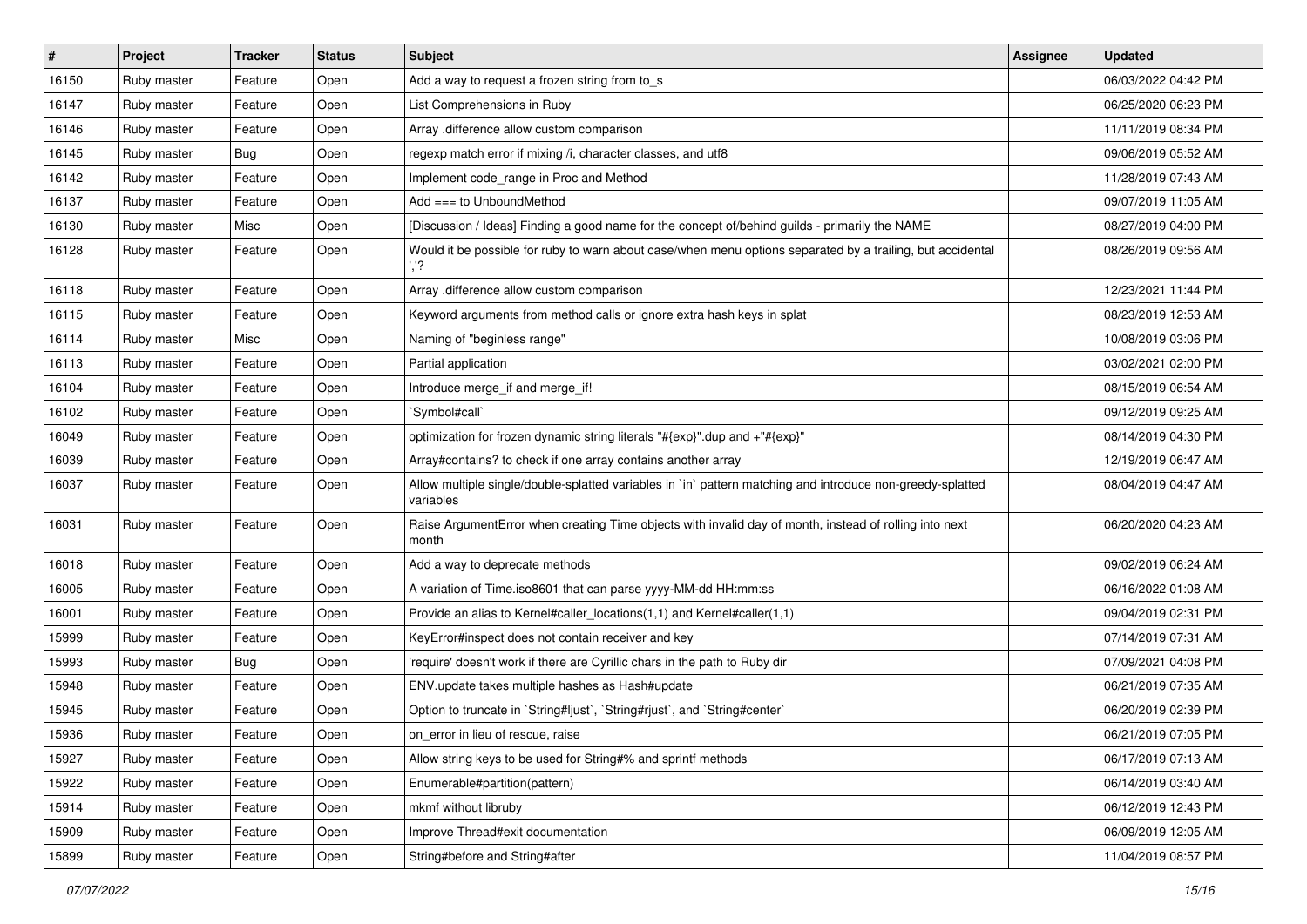| # | Project | Tracker | Status | Subject | Assignee | Updated |
|---|---|---|---|---|---|---|
| 16150 | Ruby master | Feature | Open | Add a way to request a frozen string from to_s | | 06/03/2022 04:42 PM |
| 16147 | Ruby master | Feature | Open | List Comprehensions in Ruby | | 06/25/2020 06:23 PM |
| 16146 | Ruby master | Feature | Open | Array .difference allow custom comparison | | 11/11/2019 08:34 PM |
| 16145 | Ruby master | Bug | Open | regexp match error if mixing /i, character classes, and utf8 | | 09/06/2019 05:52 AM |
| 16142 | Ruby master | Feature | Open | Implement code_range in Proc and Method | | 11/28/2019 07:43 AM |
| 16137 | Ruby master | Feature | Open | Add === to UnboundMethod | | 09/07/2019 11:05 AM |
| 16130 | Ruby master | Misc | Open | [Discussion / Ideas] Finding a good name for the concept of/behind guilds - primarily the NAME | | 08/27/2019 04:00 PM |
| 16128 | Ruby master | Feature | Open | Would it be possible for ruby to warn about case/when menu options separated by a trailing, but accidental ','? | | 08/26/2019 09:56 AM |
| 16118 | Ruby master | Feature | Open | Array .difference allow custom comparison | | 12/23/2021 11:44 PM |
| 16115 | Ruby master | Feature | Open | Keyword arguments from method calls or ignore extra hash keys in splat | | 08/23/2019 12:53 AM |
| 16114 | Ruby master | Misc | Open | Naming of "beginless range" | | 10/08/2019 03:06 PM |
| 16113 | Ruby master | Feature | Open | Partial application | | 03/02/2021 02:00 PM |
| 16104 | Ruby master | Feature | Open | Introduce merge_if and merge_if! | | 08/15/2019 06:54 AM |
| 16102 | Ruby master | Feature | Open | `Symbol#call` | | 09/12/2019 09:25 AM |
| 16049 | Ruby master | Feature | Open | optimization for frozen dynamic string literals "#{exp}".dup and +"#{exp}" | | 08/14/2019 04:30 PM |
| 16039 | Ruby master | Feature | Open | Array#contains? to check if one array contains another array | | 12/19/2019 06:47 AM |
| 16037 | Ruby master | Feature | Open | Allow multiple single/double-splatted variables in `in` pattern matching and introduce non-greedy-splatted variables | | 08/04/2019 04:47 AM |
| 16031 | Ruby master | Feature | Open | Raise ArgumentError when creating Time objects with invalid day of month, instead of rolling into next month | | 06/20/2020 04:23 AM |
| 16018 | Ruby master | Feature | Open | Add a way to deprecate methods | | 09/02/2019 06:24 AM |
| 16005 | Ruby master | Feature | Open | A variation of Time.iso8601 that can parse yyyy-MM-dd HH:mm:ss | | 06/16/2022 01:08 AM |
| 16001 | Ruby master | Feature | Open | Provide an alias to Kernel#caller_locations(1,1) and Kernel#caller(1,1) | | 09/04/2019 02:31 PM |
| 15999 | Ruby master | Feature | Open | KeyError#inspect does not contain receiver and key | | 07/14/2019 07:31 AM |
| 15993 | Ruby master | Bug | Open | 'require' doesn't work if there are Cyrillic chars in the path to Ruby dir | | 07/09/2021 04:08 PM |
| 15948 | Ruby master | Feature | Open | ENV.update takes multiple hashes as Hash#update | | 06/21/2019 07:35 AM |
| 15945 | Ruby master | Feature | Open | Option to truncate in `String#ljust`, `String#rjust`, and `String#center` | | 06/20/2019 02:39 PM |
| 15936 | Ruby master | Feature | Open | on_error in lieu of rescue, raise | | 06/21/2019 07:05 PM |
| 15927 | Ruby master | Feature | Open | Allow string keys to be used for String#% and sprintf methods | | 06/17/2019 07:13 AM |
| 15922 | Ruby master | Feature | Open | Enumerable#partition(pattern) | | 06/14/2019 03:40 AM |
| 15914 | Ruby master | Feature | Open | mkmf without libruby | | 06/12/2019 12:43 PM |
| 15909 | Ruby master | Feature | Open | Improve Thread#exit documentation | | 06/09/2019 12:05 AM |
| 15899 | Ruby master | Feature | Open | String#before and String#after | | 11/04/2019 08:57 PM |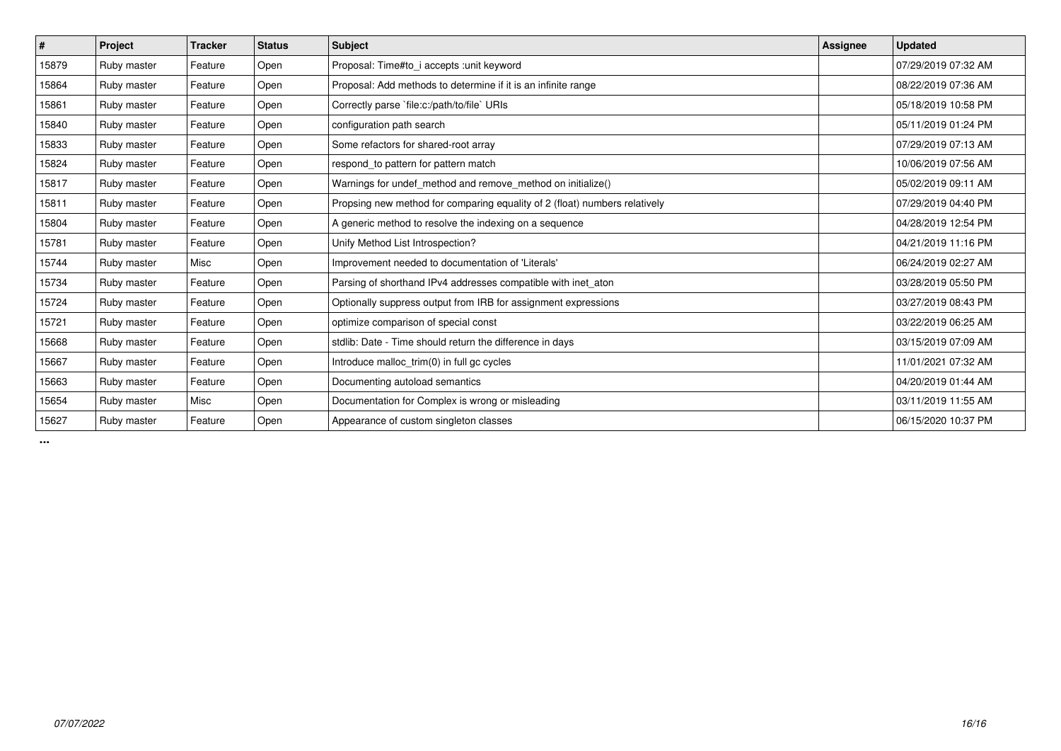| # | Project | Tracker | Status | Subject | Assignee | Updated |
|---|---|---|---|---|---|---|
| 15879 | Ruby master | Feature | Open | Proposal: Time#to_i accepts :unit keyword | | 07/29/2019 07:32 AM |
| 15864 | Ruby master | Feature | Open | Proposal: Add methods to determine if it is an infinite range | | 08/22/2019 07:36 AM |
| 15861 | Ruby master | Feature | Open | Correctly parse `file:c:/path/to/file` URIs | | 05/18/2019 10:58 PM |
| 15840 | Ruby master | Feature | Open | configuration path search | | 05/11/2019 01:24 PM |
| 15833 | Ruby master | Feature | Open | Some refactors for shared-root array | | 07/29/2019 07:13 AM |
| 15824 | Ruby master | Feature | Open | respond_to pattern for pattern match | | 10/06/2019 07:56 AM |
| 15817 | Ruby master | Feature | Open | Warnings for undef_method and remove_method on initialize() | | 05/02/2019 09:11 AM |
| 15811 | Ruby master | Feature | Open | Propsing new method for comparing equality of 2 (float) numbers relatively | | 07/29/2019 04:40 PM |
| 15804 | Ruby master | Feature | Open | A generic method to resolve the indexing on a sequence | | 04/28/2019 12:54 PM |
| 15781 | Ruby master | Feature | Open | Unify Method List Introspection? | | 04/21/2019 11:16 PM |
| 15744 | Ruby master | Misc | Open | Improvement needed to documentation of 'Literals' | | 06/24/2019 02:27 AM |
| 15734 | Ruby master | Feature | Open | Parsing of shorthand IPv4 addresses compatible with inet_aton | | 03/28/2019 05:50 PM |
| 15724 | Ruby master | Feature | Open | Optionally suppress output from IRB for assignment expressions | | 03/27/2019 08:43 PM |
| 15721 | Ruby master | Feature | Open | optimize comparison of special const | | 03/22/2019 06:25 AM |
| 15668 | Ruby master | Feature | Open | stdlib: Date - Time should return the difference in days | | 03/15/2019 07:09 AM |
| 15667 | Ruby master | Feature | Open | Introduce malloc_trim(0) in full gc cycles | | 11/01/2021 07:32 AM |
| 15663 | Ruby master | Feature | Open | Documenting autoload semantics | | 04/20/2019 01:44 AM |
| 15654 | Ruby master | Misc | Open | Documentation for Complex is wrong or misleading | | 03/11/2019 11:55 AM |
| 15627 | Ruby master | Feature | Open | Appearance of custom singleton classes | | 06/15/2020 10:37 PM |

**...**